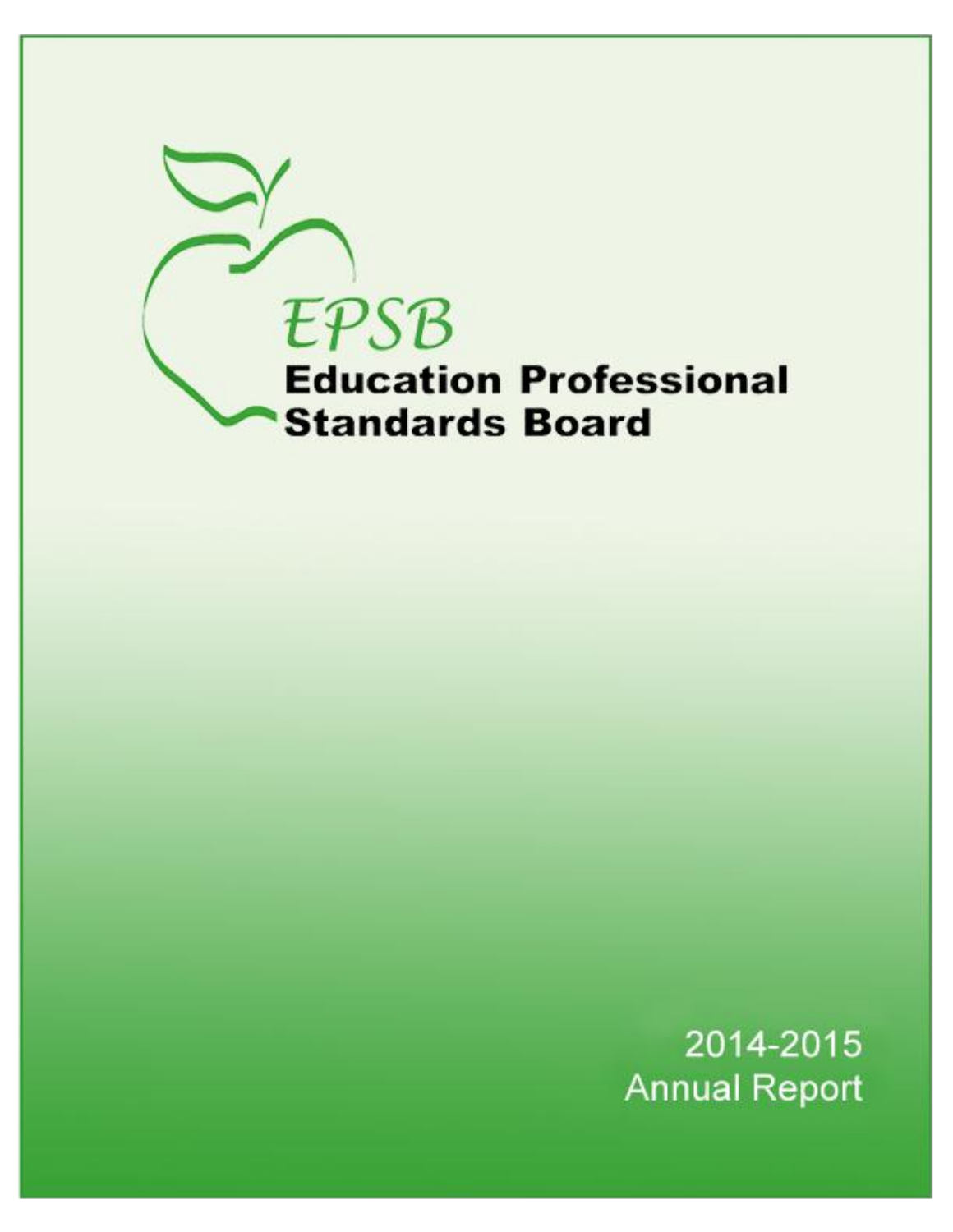EPSB

# Education Professional Standards Board

2014-2015
Annual Report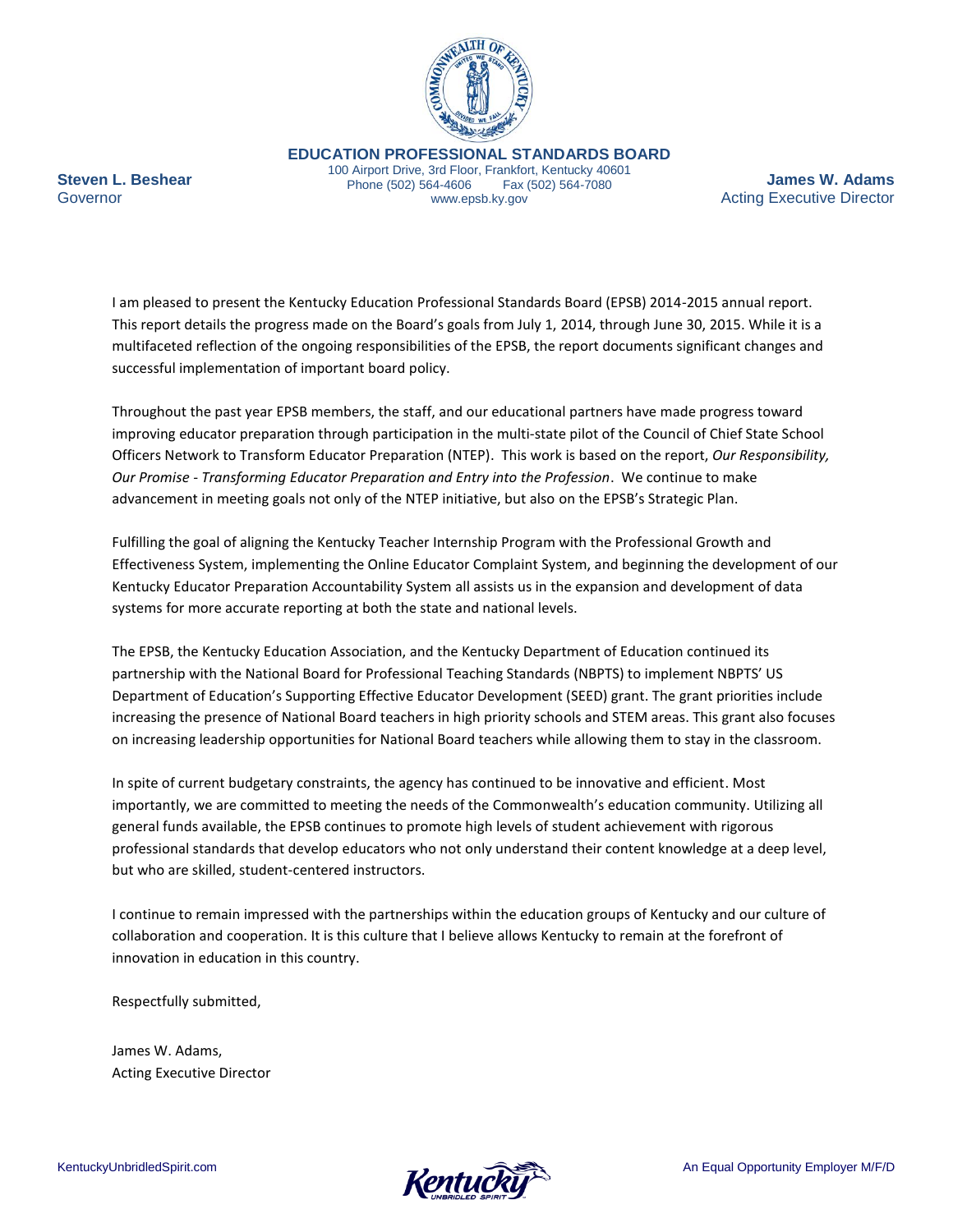**EDUCATION PROFESSIONAL STANDARDS BOARD**
100 Airport Drive, 3rd Floor, Frankfort, Kentucky 40601
Phone (502) 564-4606 Fax (502) 564-7080
www.epsb.ky.gov

**Steven L. Beshear**
Governor

**James W. Adams**
Acting Executive Director

I am pleased to present the Kentucky Education Professional Standards Board (EPSB) 2014-2015 annual report. This report details the progress made on the Board's goals from July 1, 2014, through June 30, 2015. While it is a multifaceted reflection of the ongoing responsibilities of the EPSB, the report documents significant changes and successful implementation of important board policy.

Throughout the past year EPSB members, the staff, and our educational partners have made progress toward improving educator preparation through participation in the multi-state pilot of the Council of Chief State School Officers Network to Transform Educator Preparation (NTEP). This work is based on the report, *Our Responsibility, Our Promise - Transforming Educator Preparation and Entry into the Profession*. We continue to make advancement in meeting goals not only of the NTEP initiative, but also on the EPSB's Strategic Plan.

Fulfilling the goal of aligning the Kentucky Teacher Internship Program with the Professional Growth and Effectiveness System, implementing the Online Educator Complaint System, and beginning the development of our Kentucky Educator Preparation Accountability System all assists us in the expansion and development of data systems for more accurate reporting at both the state and national levels.

The EPSB, the Kentucky Education Association, and the Kentucky Department of Education continued its partnership with the National Board for Professional Teaching Standards (NBPTS) to implement NBPTS' US Department of Education's Supporting Effective Educator Development (SEED) grant. The grant priorities include increasing the presence of National Board teachers in high priority schools and STEM areas. This grant also focuses on increasing leadership opportunities for National Board teachers while allowing them to stay in the classroom.

In spite of current budgetary constraints, the agency has continued to be innovative and efficient. Most importantly, we are committed to meeting the needs of the Commonwealth's education community. Utilizing all general funds available, the EPSB continues to promote high levels of student achievement with rigorous professional standards that develop educators who not only understand their content knowledge at a deep level, but who are skilled, student-centered instructors.

I continue to remain impressed with the partnerships within the education groups of Kentucky and our culture of collaboration and cooperation. It is this culture that I believe allows Kentucky to remain at the forefront of innovation in education in this country.

Respectfully submitted,

James W. Adams,
Acting Executive Director

KentuckyUnbridledSpirit.com

An Equal Opportunity Employer M/F/D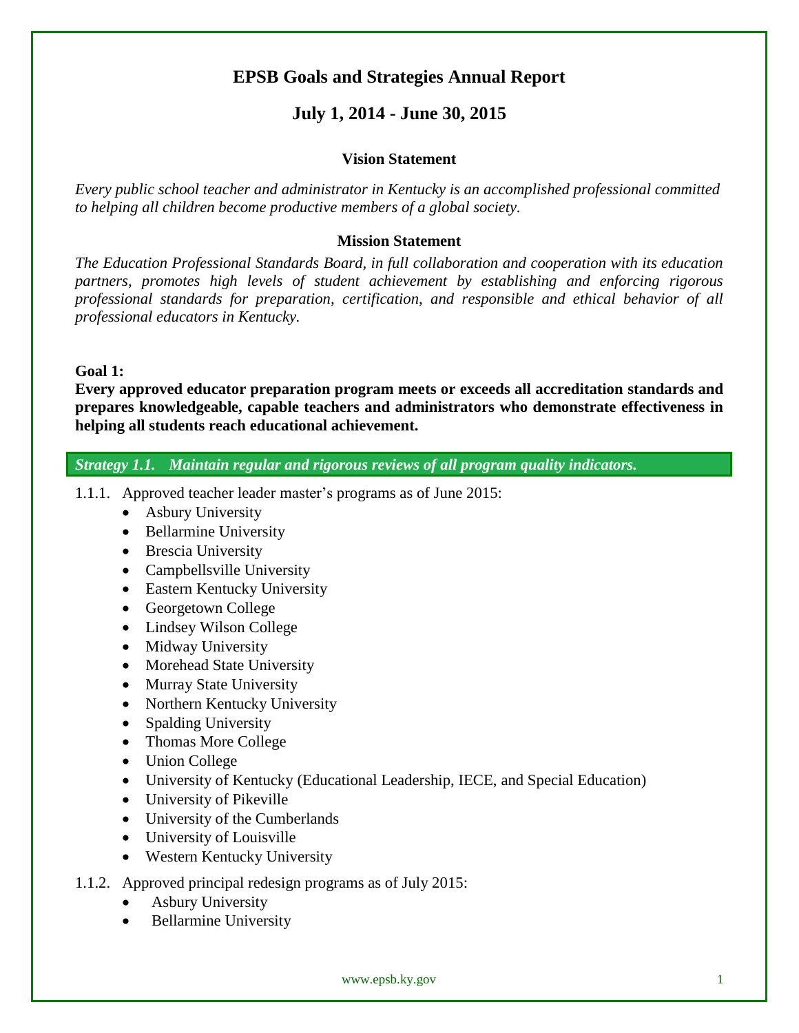# EPSB Goals and Strategies Annual Report

## July 1, 2014 - June 30, 2015

### Vision Statement

*Every public school teacher and administrator in Kentucky is an accomplished professional committed to helping all children become productive members of a global society.*

### Mission Statement

*The Education Professional Standards Board, in full collaboration and cooperation with its education partners, promotes high levels of student achievement by establishing and enforcing rigorous professional standards for preparation, certification, and responsible and ethical behavior of all professional educators in Kentucky.*

**Goal 1:**
**Every approved educator preparation program meets or exceeds all accreditation standards and prepares knowledgeable, capable teachers and administrators who demonstrate effectiveness in helping all students reach educational achievement.**

***Strategy 1.1. Maintain regular and rigorous reviews of all program quality indicators.***

1.1.1. Approved teacher leader master's programs as of June 2015:

- Asbury University
- Bellarmine University
- Brescia University
- Campbellsville University
- Eastern Kentucky University
- Georgetown College
- Lindsey Wilson College
- Midway University
- Morehead State University
- Murray State University
- Northern Kentucky University
- Spalding University
- Thomas More College
- Union College
- University of Kentucky (Educational Leadership, IECE, and Special Education)
- University of Pikeville
- University of the Cumberlands
- University of Louisville
- Western Kentucky University

1.1.2. Approved principal redesign programs as of July 2015:

- Asbury University
- Bellarmine University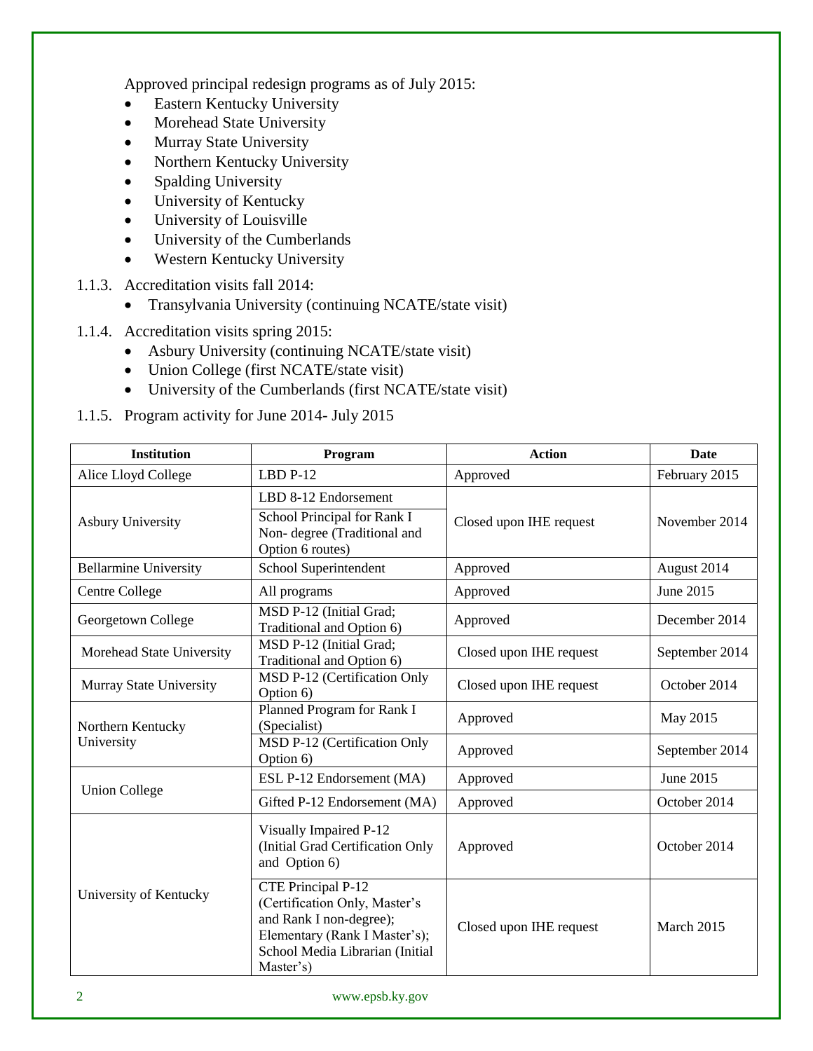Approved principal redesign programs as of July 2015:

- Eastern Kentucky University
- Morehead State University
- Murray State University
- Northern Kentucky University
- Spalding University
- University of Kentucky
- University of Louisville
- University of the Cumberlands
- Western Kentucky University

1.1.3. Accreditation visits fall 2014:

- Transylvania University (continuing NCATE/state visit)

1.1.4. Accreditation visits spring 2015:

- Asbury University (continuing NCATE/state visit)
- Union College (first NCATE/state visit)
- University of the Cumberlands (first NCATE/state visit)

1.1.5. Program activity for June 2014- July 2015

| Institution | Program | Action | Date |
|---|---|---|---|
| Alice Lloyd College | LBD P-12 | Approved | February 2015 |
| Asbury University | LBD 8-12 Endorsement; School Principal for Rank I Non- degree (Traditional and Option 6 routes) | Closed upon IHE request | November 2014 |
| Bellarmine University | School Superintendent | Approved | August 2014 |
| Centre College | All programs | Approved | June 2015 |
| Georgetown College | MSD P-12 (Initial Grad; Traditional and Option 6) | Approved | December 2014 |
| Morehead State University | MSD P-12 (Initial Grad; Traditional and Option 6) | Closed upon IHE request | September 2014 |
| Murray State University | MSD P-12 (Certification Only Option 6) | Closed upon IHE request | October 2014 |
| Northern Kentucky University | Planned Program for Rank I (Specialist) | Approved | May 2015 |
| | MSD P-12 (Certification Only Option 6) | Approved | September 2014 |
| Union College | ESL P-12 Endorsement (MA) | Approved | June 2015 |
| | Gifted P-12 Endorsement (MA) | Approved | October 2014 |
| University of Kentucky | Visually Impaired P-12 (Initial Grad Certification Only and Option 6) | Approved | October 2014 |
| | CTE Principal P-12 (Certification Only, Master's and Rank I non-degree); Elementary (Rank I Master's); School Media Librarian (Initial Master's) | Closed upon IHE request | March 2015 |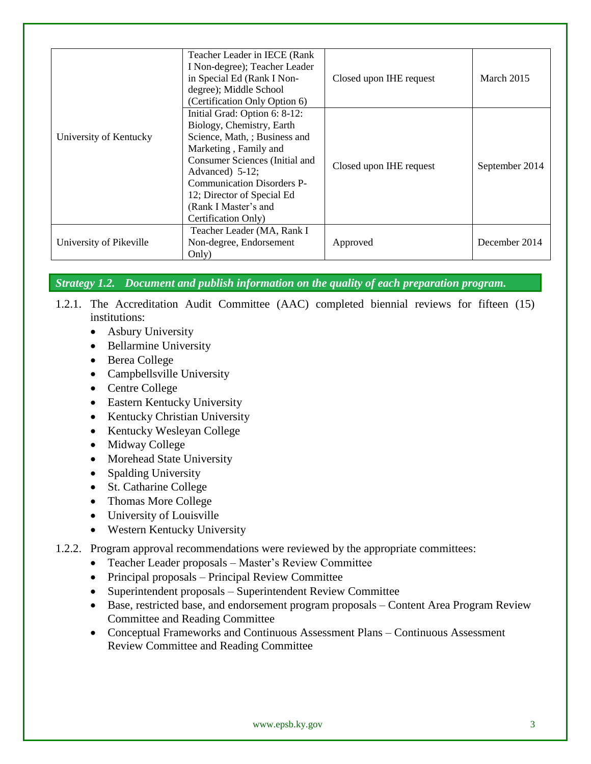| | | | |
|---|---|---|---|
| University of Kentucky | Teacher Leader in IECE (Rank I Non-degree); Teacher Leader in Special Ed (Rank I Non-degree); Middle School (Certification Only Option 6) | Closed upon IHE request | March 2015 |
| | Initial Grad: Option 6: 8-12: Biology, Chemistry, Earth Science, Math, ; Business and Marketing , Family and Consumer Sciences (Initial and Advanced) 5-12; Communication Disorders P-12; Director of Special Ed (Rank I Master's and Certification Only) | Closed upon IHE request | September 2014 |
| University of Pikeville | Teacher Leader (MA, Rank I Non-degree, Endorsement Only) | Approved | December 2014 |

***Strategy 1.2. Document and publish information on the quality of each preparation program.***

1.2.1. The Accreditation Audit Committee (AAC) completed biennial reviews for fifteen (15) institutions:

- Asbury University
- Bellarmine University
- Berea College
- Campbellsville University
- Centre College
- Eastern Kentucky University
- Kentucky Christian University
- Kentucky Wesleyan College
- Midway College
- Morehead State University
- Spalding University
- St. Catharine College
- Thomas More College
- University of Louisville
- Western Kentucky University

1.2.2. Program approval recommendations were reviewed by the appropriate committees:

- Teacher Leader proposals – Master's Review Committee
- Principal proposals – Principal Review Committee
- Superintendent proposals – Superintendent Review Committee
- Base, restricted base, and endorsement program proposals – Content Area Program Review Committee and Reading Committee
- Conceptual Frameworks and Continuous Assessment Plans – Continuous Assessment Review Committee and Reading Committee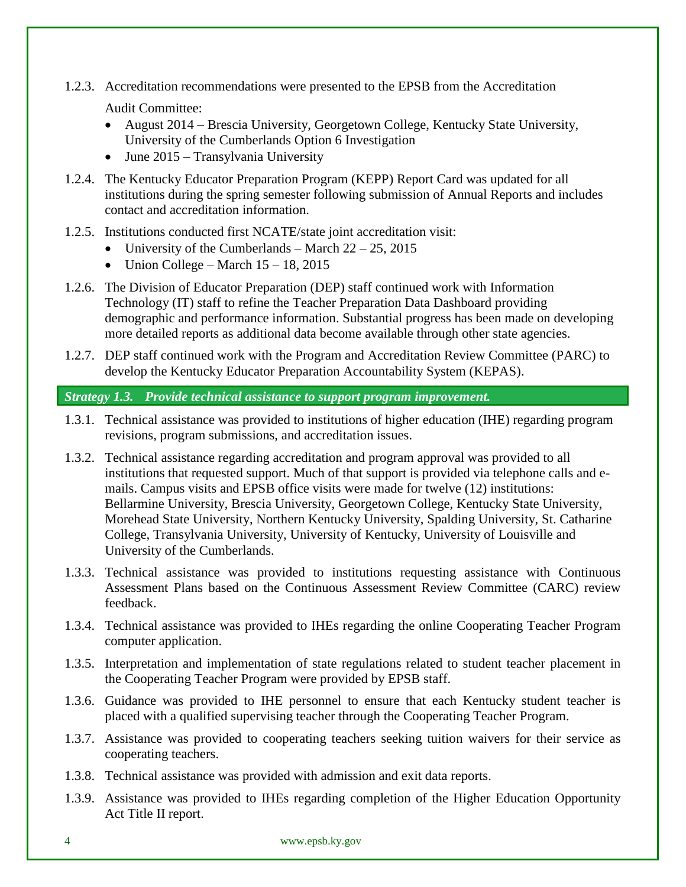1.2.3. Accreditation recommendations were presented to the EPSB from the Accreditation Audit Committee:

- August 2014 – Brescia University, Georgetown College, Kentucky State University, University of the Cumberlands Option 6 Investigation
- June 2015 – Transylvania University

1.2.4. The Kentucky Educator Preparation Program (KEPP) Report Card was updated for all institutions during the spring semester following submission of Annual Reports and includes contact and accreditation information.

1.2.5. Institutions conducted first NCATE/state joint accreditation visit:

- University of the Cumberlands – March 22 – 25, 2015
- Union College – March 15 – 18, 2015

1.2.6. The Division of Educator Preparation (DEP) staff continued work with Information Technology (IT) staff to refine the Teacher Preparation Data Dashboard providing demographic and performance information. Substantial progress has been made on developing more detailed reports as additional data become available through other state agencies.

1.2.7. DEP staff continued work with the Program and Accreditation Review Committee (PARC) to develop the Kentucky Educator Preparation Accountability System (KEPAS).

***Strategy 1.3. Provide technical assistance to support program improvement.***

1.3.1. Technical assistance was provided to institutions of higher education (IHE) regarding program revisions, program submissions, and accreditation issues.

1.3.2. Technical assistance regarding accreditation and program approval was provided to all institutions that requested support. Much of that support is provided via telephone calls and e-mails. Campus visits and EPSB office visits were made for twelve (12) institutions: Bellarmine University, Brescia University, Georgetown College, Kentucky State University, Morehead State University, Northern Kentucky University, Spalding University, St. Catharine College, Transylvania University, University of Kentucky, University of Louisville and University of the Cumberlands.

1.3.3. Technical assistance was provided to institutions requesting assistance with Continuous Assessment Plans based on the Continuous Assessment Review Committee (CARC) review feedback.

1.3.4. Technical assistance was provided to IHEs regarding the online Cooperating Teacher Program computer application.

1.3.5. Interpretation and implementation of state regulations related to student teacher placement in the Cooperating Teacher Program were provided by EPSB staff.

1.3.6. Guidance was provided to IHE personnel to ensure that each Kentucky student teacher is placed with a qualified supervising teacher through the Cooperating Teacher Program.

1.3.7. Assistance was provided to cooperating teachers seeking tuition waivers for their service as cooperating teachers.

1.3.8. Technical assistance was provided with admission and exit data reports.

1.3.9. Assistance was provided to IHEs regarding completion of the Higher Education Opportunity Act Title II report.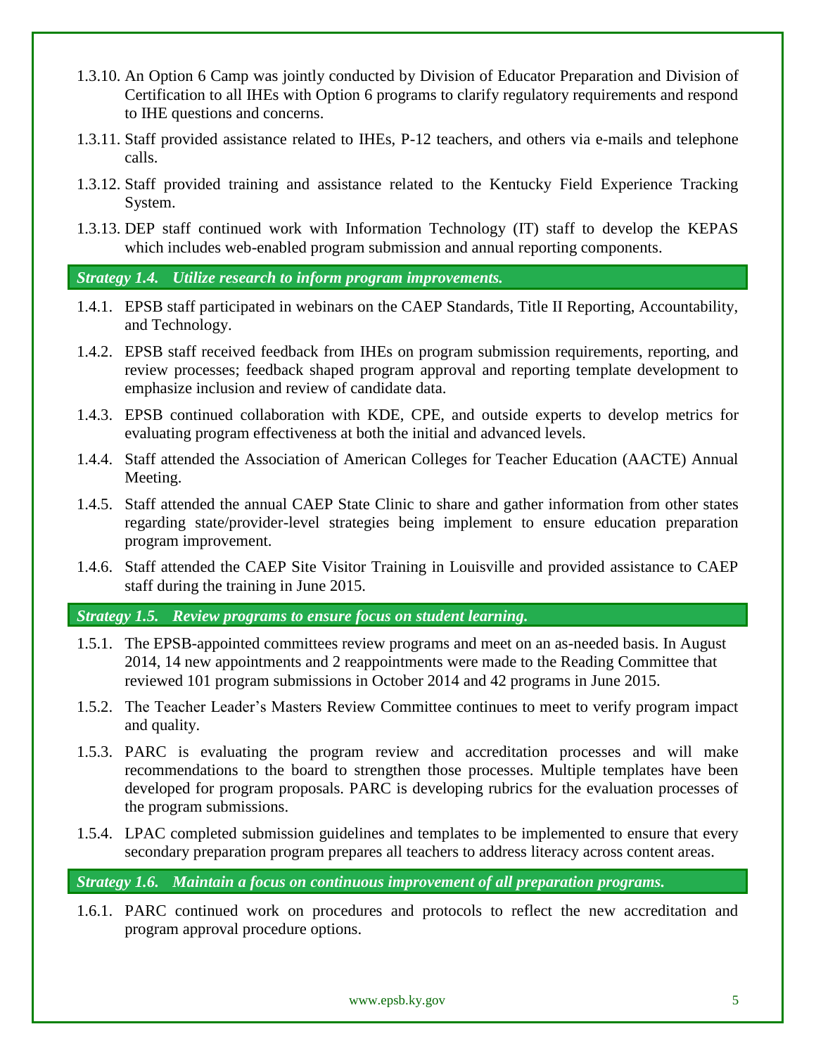1.3.10. An Option 6 Camp was jointly conducted by Division of Educator Preparation and Division of Certification to all IHEs with Option 6 programs to clarify regulatory requirements and respond to IHE questions and concerns.

1.3.11. Staff provided assistance related to IHEs, P-12 teachers, and others via e-mails and telephone calls.

1.3.12. Staff provided training and assistance related to the Kentucky Field Experience Tracking System.

1.3.13. DEP staff continued work with Information Technology (IT) staff to develop the KEPAS which includes web-enabled program submission and annual reporting components.

***Strategy 1.4. Utilize research to inform program improvements.***

1.4.1. EPSB staff participated in webinars on the CAEP Standards, Title II Reporting, Accountability, and Technology.

1.4.2. EPSB staff received feedback from IHEs on program submission requirements, reporting, and review processes; feedback shaped program approval and reporting template development to emphasize inclusion and review of candidate data.

1.4.3. EPSB continued collaboration with KDE, CPE, and outside experts to develop metrics for evaluating program effectiveness at both the initial and advanced levels.

1.4.4. Staff attended the Association of American Colleges for Teacher Education (AACTE) Annual Meeting.

1.4.5. Staff attended the annual CAEP State Clinic to share and gather information from other states regarding state/provider-level strategies being implement to ensure education preparation program improvement.

1.4.6. Staff attended the CAEP Site Visitor Training in Louisville and provided assistance to CAEP staff during the training in June 2015.

***Strategy 1.5. Review programs to ensure focus on student learning.***

1.5.1. The EPSB-appointed committees review programs and meet on an as-needed basis. In August 2014, 14 new appointments and 2 reappointments were made to the Reading Committee that reviewed 101 program submissions in October 2014 and 42 programs in June 2015.

1.5.2. The Teacher Leader's Masters Review Committee continues to meet to verify program impact and quality.

1.5.3. PARC is evaluating the program review and accreditation processes and will make recommendations to the board to strengthen those processes. Multiple templates have been developed for program proposals. PARC is developing rubrics for the evaluation processes of the program submissions.

1.5.4. LPAC completed submission guidelines and templates to be implemented to ensure that every secondary preparation program prepares all teachers to address literacy across content areas.

***Strategy 1.6. Maintain a focus on continuous improvement of all preparation programs.***

1.6.1. PARC continued work on procedures and protocols to reflect the new accreditation and program approval procedure options.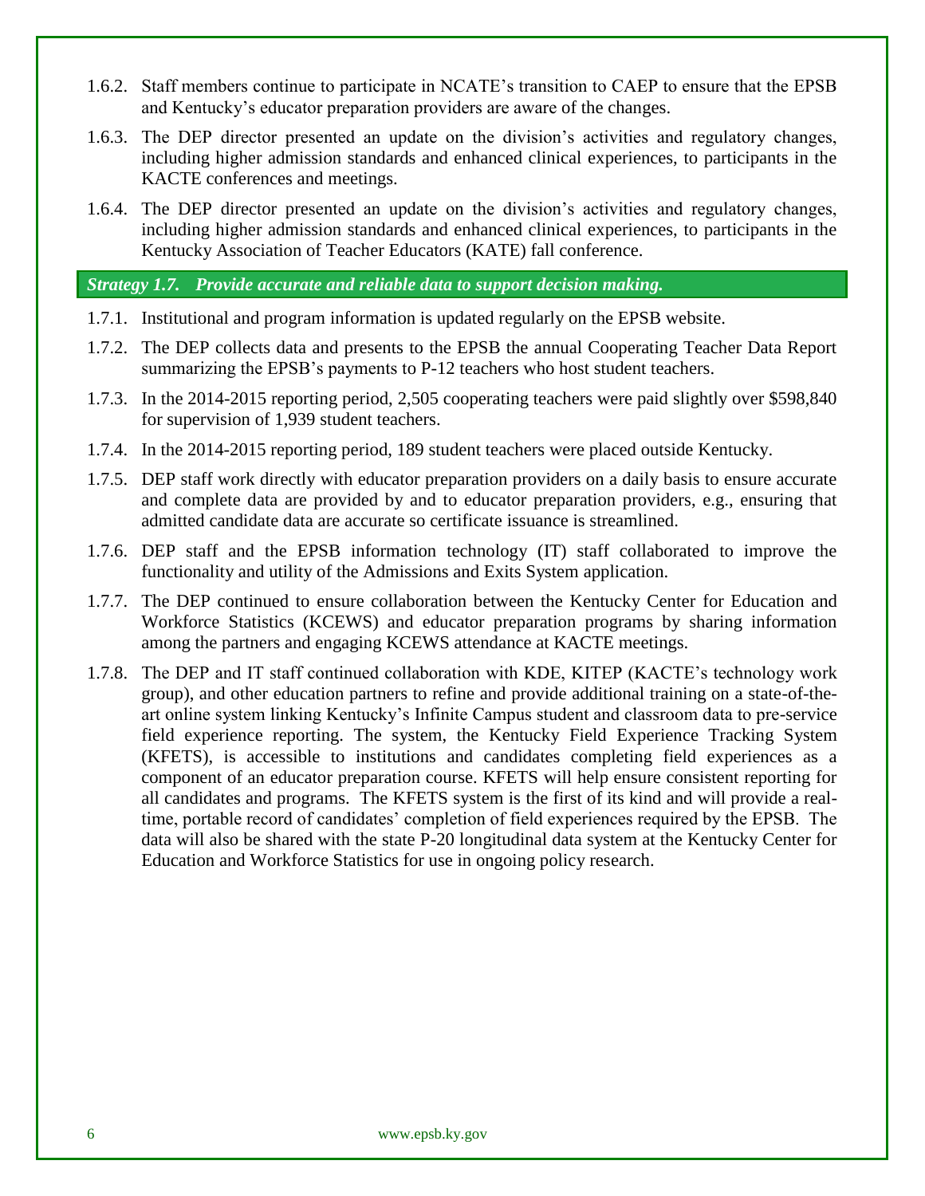1.6.2. Staff members continue to participate in NCATE's transition to CAEP to ensure that the EPSB and Kentucky's educator preparation providers are aware of the changes.

1.6.3. The DEP director presented an update on the division's activities and regulatory changes, including higher admission standards and enhanced clinical experiences, to participants in the KACTE conferences and meetings.

1.6.4. The DEP director presented an update on the division's activities and regulatory changes, including higher admission standards and enhanced clinical experiences, to participants in the Kentucky Association of Teacher Educators (KATE) fall conference.

***Strategy 1.7. Provide accurate and reliable data to support decision making.***

1.7.1. Institutional and program information is updated regularly on the EPSB website.

1.7.2. The DEP collects data and presents to the EPSB the annual Cooperating Teacher Data Report summarizing the EPSB's payments to P-12 teachers who host student teachers.

1.7.3. In the 2014-2015 reporting period, 2,505 cooperating teachers were paid slightly over $598,840 for supervision of 1,939 student teachers.

1.7.4. In the 2014-2015 reporting period, 189 student teachers were placed outside Kentucky.

1.7.5. DEP staff work directly with educator preparation providers on a daily basis to ensure accurate and complete data are provided by and to educator preparation providers, e.g., ensuring that admitted candidate data are accurate so certificate issuance is streamlined.

1.7.6. DEP staff and the EPSB information technology (IT) staff collaborated to improve the functionality and utility of the Admissions and Exits System application.

1.7.7. The DEP continued to ensure collaboration between the Kentucky Center for Education and Workforce Statistics (KCEWS) and educator preparation programs by sharing information among the partners and engaging KCEWS attendance at KACTE meetings.

1.7.8. The DEP and IT staff continued collaboration with KDE, KITEP (KACTE's technology work group), and other education partners to refine and provide additional training on a state-of-the-art online system linking Kentucky's Infinite Campus student and classroom data to pre-service field experience reporting. The system, the Kentucky Field Experience Tracking System (KFETS), is accessible to institutions and candidates completing field experiences as a component of an educator preparation course. KFETS will help ensure consistent reporting for all candidates and programs. The KFETS system is the first of its kind and will provide a real-time, portable record of candidates' completion of field experiences required by the EPSB. The data will also be shared with the state P-20 longitudinal data system at the Kentucky Center for Education and Workforce Statistics for use in ongoing policy research.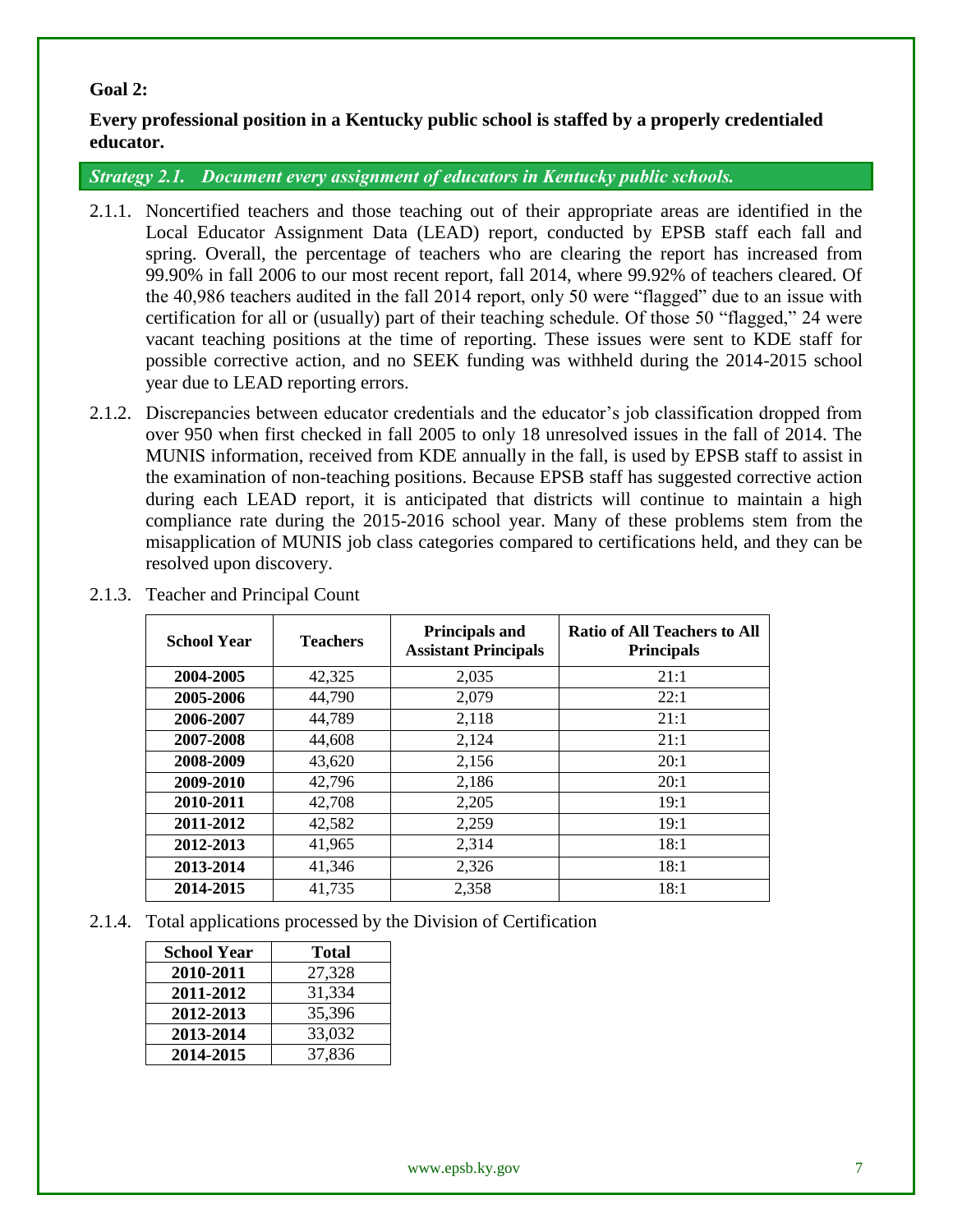**Goal 2:**

**Every professional position in a Kentucky public school is staffed by a properly credentialed educator.**

***Strategy 2.1. Document every assignment of educators in Kentucky public schools.***

2.1.1. Noncertified teachers and those teaching out of their appropriate areas are identified in the Local Educator Assignment Data (LEAD) report, conducted by EPSB staff each fall and spring. Overall, the percentage of teachers who are clearing the report has increased from 99.90% in fall 2006 to our most recent report, fall 2014, where 99.92% of teachers cleared. Of the 40,986 teachers audited in the fall 2014 report, only 50 were "flagged" due to an issue with certification for all or (usually) part of their teaching schedule. Of those 50 "flagged," 24 were vacant teaching positions at the time of reporting. These issues were sent to KDE staff for possible corrective action, and no SEEK funding was withheld during the 2014-2015 school year due to LEAD reporting errors.

2.1.2. Discrepancies between educator credentials and the educator's job classification dropped from over 950 when first checked in fall 2005 to only 18 unresolved issues in the fall of 2014. The MUNIS information, received from KDE annually in the fall, is used by EPSB staff to assist in the examination of non-teaching positions. Because EPSB staff has suggested corrective action during each LEAD report, it is anticipated that districts will continue to maintain a high compliance rate during the 2015-2016 school year. Many of these problems stem from the misapplication of MUNIS job class categories compared to certifications held, and they can be resolved upon discovery.

2.1.3. Teacher and Principal Count

| School Year | Teachers | Principals and Assistant Principals | Ratio of All Teachers to All Principals |
|---|---|---|---|
| 2004-2005 | 42,325 | 2,035 | 21:1 |
| 2005-2006 | 44,790 | 2,079 | 22:1 |
| 2006-2007 | 44,789 | 2,118 | 21:1 |
| 2007-2008 | 44,608 | 2,124 | 21:1 |
| 2008-2009 | 43,620 | 2,156 | 20:1 |
| 2009-2010 | 42,796 | 2,186 | 20:1 |
| 2010-2011 | 42,708 | 2,205 | 19:1 |
| 2011-2012 | 42,582 | 2,259 | 19:1 |
| 2012-2013 | 41,965 | 2,314 | 18:1 |
| 2013-2014 | 41,346 | 2,326 | 18:1 |
| 2014-2015 | 41,735 | 2,358 | 18:1 |

2.1.4. Total applications processed by the Division of Certification

| School Year | Total |
|---|---|
| 2010-2011 | 27,328 |
| 2011-2012 | 31,334 |
| 2012-2013 | 35,396 |
| 2013-2014 | 33,032 |
| 2014-2015 | 37,836 |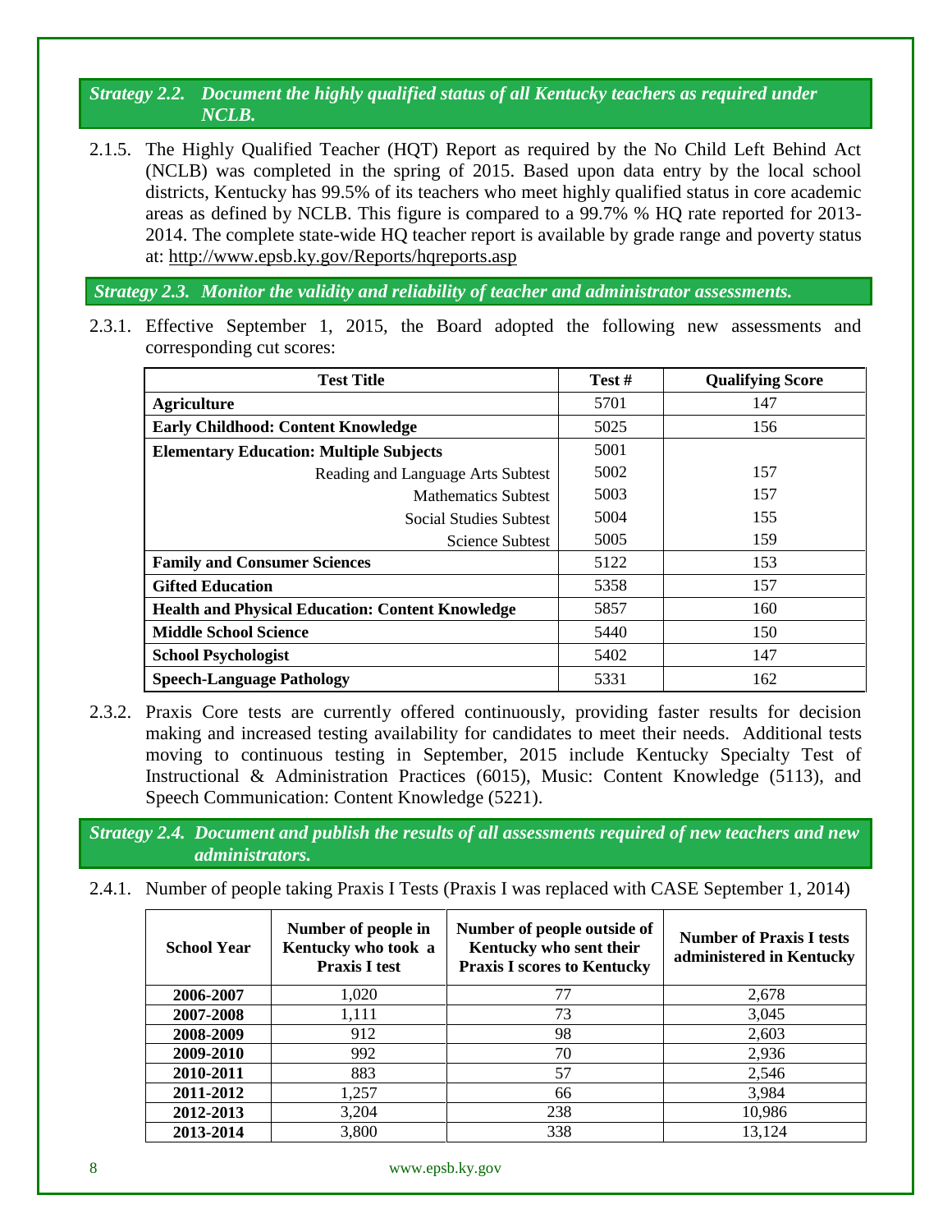### *Strategy 2.2. Document the highly qualified status of all Kentucky teachers as required under NCLB.*

2.1.5. The Highly Qualified Teacher (HQT) Report as required by the No Child Left Behind Act (NCLB) was completed in the spring of 2015. Based upon data entry by the local school districts, Kentucky has 99.5% of its teachers who meet highly qualified status in core academic areas as defined by NCLB. This figure is compared to a 99.7% % HQ rate reported for 2013-2014. The complete state-wide HQ teacher report is available by grade range and poverty status at: http://www.epsb.ky.gov/Reports/hqreports.asp

### *Strategy 2.3. Monitor the validity and reliability of teacher and administrator assessments.*

2.3.1. Effective September 1, 2015, the Board adopted the following new assessments and corresponding cut scores:

| Test Title | Test # | Qualifying Score |
|---|---|---|
| **Agriculture** | 5701 | 147 |
| **Early Childhood: Content Knowledge** | 5025 | 156 |
| **Elementary Education: Multiple Subjects** | 5001 | |
| Reading and Language Arts Subtest | 5002 | 157 |
| Mathematics Subtest | 5003 | 157 |
| Social Studies Subtest | 5004 | 155 |
| Science Subtest | 5005 | 159 |
| **Family and Consumer Sciences** | 5122 | 153 |
| **Gifted Education** | 5358 | 157 |
| **Health and Physical Education: Content Knowledge** | 5857 | 160 |
| **Middle School Science** | 5440 | 150 |
| **School Psychologist** | 5402 | 147 |
| **Speech-Language Pathology** | 5331 | 162 |

2.3.2. Praxis Core tests are currently offered continuously, providing faster results for decision making and increased testing availability for candidates to meet their needs. Additional tests moving to continuous testing in September, 2015 include Kentucky Specialty Test of Instructional & Administration Practices (6015), Music: Content Knowledge (5113), and Speech Communication: Content Knowledge (5221).

### *Strategy 2.4. Document and publish the results of all assessments required of new teachers and new administrators.*

2.4.1. Number of people taking Praxis I Tests (Praxis I was replaced with CASE September 1, 2014)

| School Year | Number of people in Kentucky who took a Praxis I test | Number of people outside of Kentucky who sent their Praxis I scores to Kentucky | Number of Praxis I tests administered in Kentucky |
|---|---|---|---|
| 2006-2007 | 1,020 | 77 | 2,678 |
| 2007-2008 | 1,111 | 73 | 3,045 |
| 2008-2009 | 912 | 98 | 2,603 |
| 2009-2010 | 992 | 70 | 2,936 |
| 2010-2011 | 883 | 57 | 2,546 |
| 2011-2012 | 1,257 | 66 | 3,984 |
| 2012-2013 | 3,204 | 238 | 10,986 |
| 2013-2014 | 3,800 | 338 | 13,124 |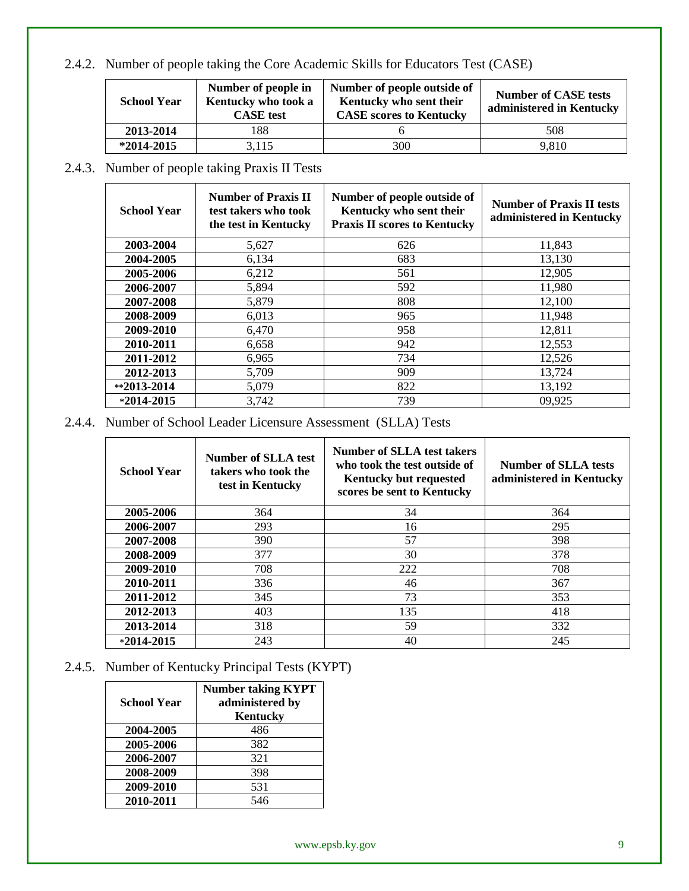2.4.2. Number of people taking the Core Academic Skills for Educators Test (CASE)

| School Year | Number of people in Kentucky who took a CASE test | Number of people outside of Kentucky who sent their CASE scores to Kentucky | Number of CASE tests administered in Kentucky |
|---|---|---|---|
| 2013-2014 | 188 | 6 | 508 |
| *2014-2015 | 3,115 | 300 | 9,810 |

2.4.3. Number of people taking Praxis II Tests

| School Year | Number of Praxis II test takers who took the test in Kentucky | Number of people outside of Kentucky who sent their Praxis II scores to Kentucky | Number of Praxis II tests administered in Kentucky |
|---|---|---|---|
| 2003-2004 | 5,627 | 626 | 11,843 |
| 2004-2005 | 6,134 | 683 | 13,130 |
| 2005-2006 | 6,212 | 561 | 12,905 |
| 2006-2007 | 5,894 | 592 | 11,980 |
| 2007-2008 | 5,879 | 808 | 12,100 |
| 2008-2009 | 6,013 | 965 | 11,948 |
| 2009-2010 | 6,470 | 958 | 12,811 |
| 2010-2011 | 6,658 | 942 | 12,553 |
| 2011-2012 | 6,965 | 734 | 12,526 |
| 2012-2013 | 5,709 | 909 | 13,724 |
| **2013-2014 | 5,079 | 822 | 13,192 |
| *2014-2015 | 3,742 | 739 | 09,925 |

2.4.4. Number of School Leader Licensure Assessment (SLLA) Tests

| School Year | Number of SLLA test takers who took the test in Kentucky | Number of SLLA test takers who took the test outside of Kentucky but requested scores be sent to Kentucky | Number of SLLA tests administered in Kentucky |
|---|---|---|---|
| 2005-2006 | 364 | 34 | 364 |
| 2006-2007 | 293 | 16 | 295 |
| 2007-2008 | 390 | 57 | 398 |
| 2008-2009 | 377 | 30 | 378 |
| 2009-2010 | 708 | 222 | 708 |
| 2010-2011 | 336 | 46 | 367 |
| 2011-2012 | 345 | 73 | 353 |
| 2012-2013 | 403 | 135 | 418 |
| 2013-2014 | 318 | 59 | 332 |
| *2014-2015 | 243 | 40 | 245 |

2.4.5. Number of Kentucky Principal Tests (KYPT)

| School Year | Number taking KYPT administered by Kentucky |
|---|---|
| 2004-2005 | 486 |
| 2005-2006 | 382 |
| 2006-2007 | 321 |
| 2008-2009 | 398 |
| 2009-2010 | 531 |
| 2010-2011 | 546 |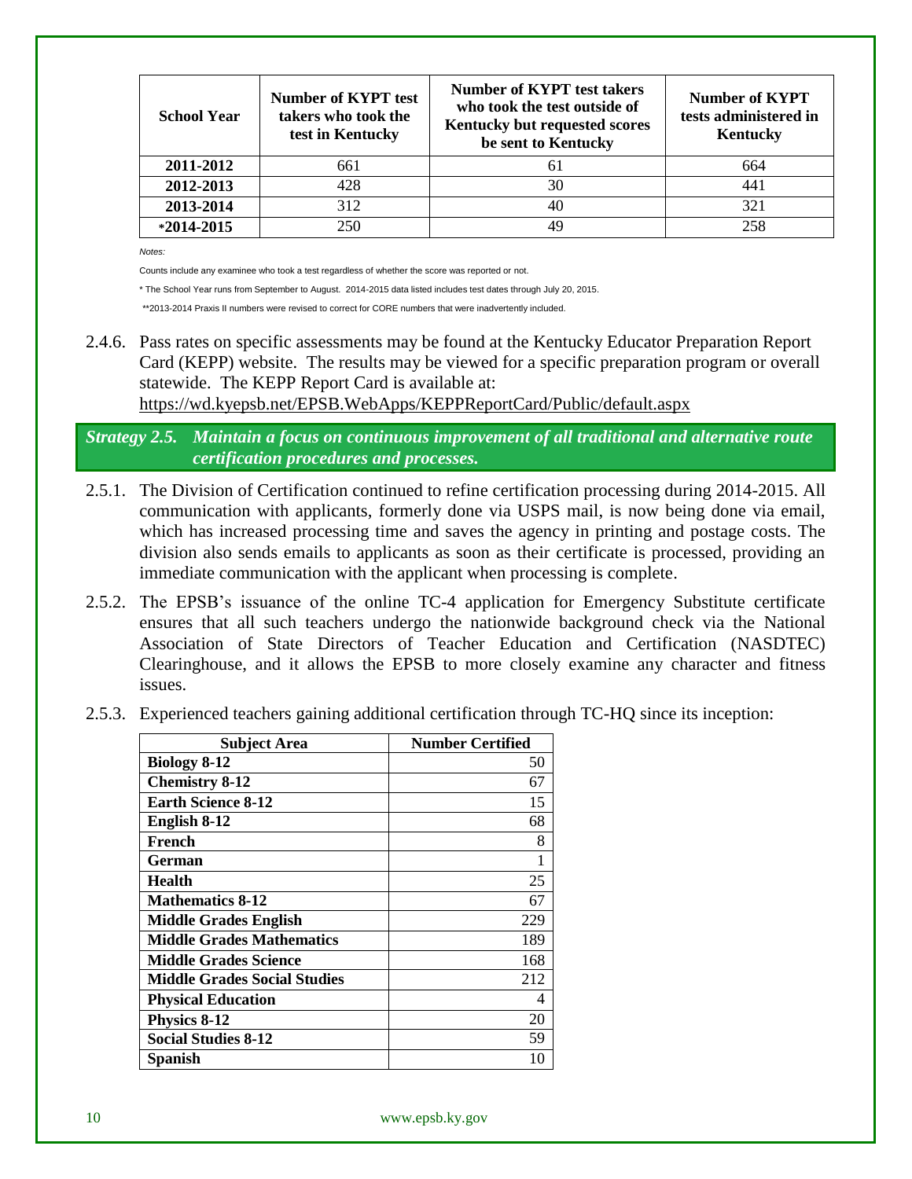| School Year | Number of KYPT test takers who took the test in Kentucky | Number of KYPT test takers who took the test outside of Kentucky but requested scores be sent to Kentucky | Number of KYPT tests administered in Kentucky |
|---|---|---|---|
| 2011-2012 | 661 | 61 | 664 |
| 2012-2013 | 428 | 30 | 441 |
| 2013-2014 | 312 | 40 | 321 |
| *2014-2015 | 250 | 49 | 258 |

*Notes:*

Counts include any examinee who took a test regardless of whether the score was reported or not.

* The School Year runs from September to August. 2014-2015 data listed includes test dates through July 20, 2015.

**2013-2014 Praxis II numbers were revised to correct for CORE numbers that were inadvertently included.

2.4.6. Pass rates on specific assessments may be found at the Kentucky Educator Preparation Report Card (KEPP) website. The results may be viewed for a specific preparation program or overall statewide. The KEPP Report Card is available at: https://wd.kyepsb.net/EPSB.WebApps/KEPPReportCard/Public/default.aspx

### *Strategy 2.5. Maintain a focus on continuous improvement of all traditional and alternative route certification procedures and processes.*

2.5.1. The Division of Certification continued to refine certification processing during 2014-2015. All communication with applicants, formerly done via USPS mail, is now being done via email, which has increased processing time and saves the agency in printing and postage costs. The division also sends emails to applicants as soon as their certificate is processed, providing an immediate communication with the applicant when processing is complete.

2.5.2. The EPSB's issuance of the online TC-4 application for Emergency Substitute certificate ensures that all such teachers undergo the nationwide background check via the National Association of State Directors of Teacher Education and Certification (NASDTEC) Clearinghouse, and it allows the EPSB to more closely examine any character and fitness issues.

2.5.3. Experienced teachers gaining additional certification through TC-HQ since its inception:

| Subject Area | Number Certified |
|---|---|
| **Biology 8-12** | 50 |
| **Chemistry 8-12** | 67 |
| **Earth Science 8-12** | 15 |
| **English 8-12** | 68 |
| **French** | 8 |
| **German** | 1 |
| **Health** | 25 |
| **Mathematics 8-12** | 67 |
| **Middle Grades English** | 229 |
| **Middle Grades Mathematics** | 189 |
| **Middle Grades Science** | 168 |
| **Middle Grades Social Studies** | 212 |
| **Physical Education** | 4 |
| **Physics 8-12** | 20 |
| **Social Studies 8-12** | 59 |
| **Spanish** | 10 |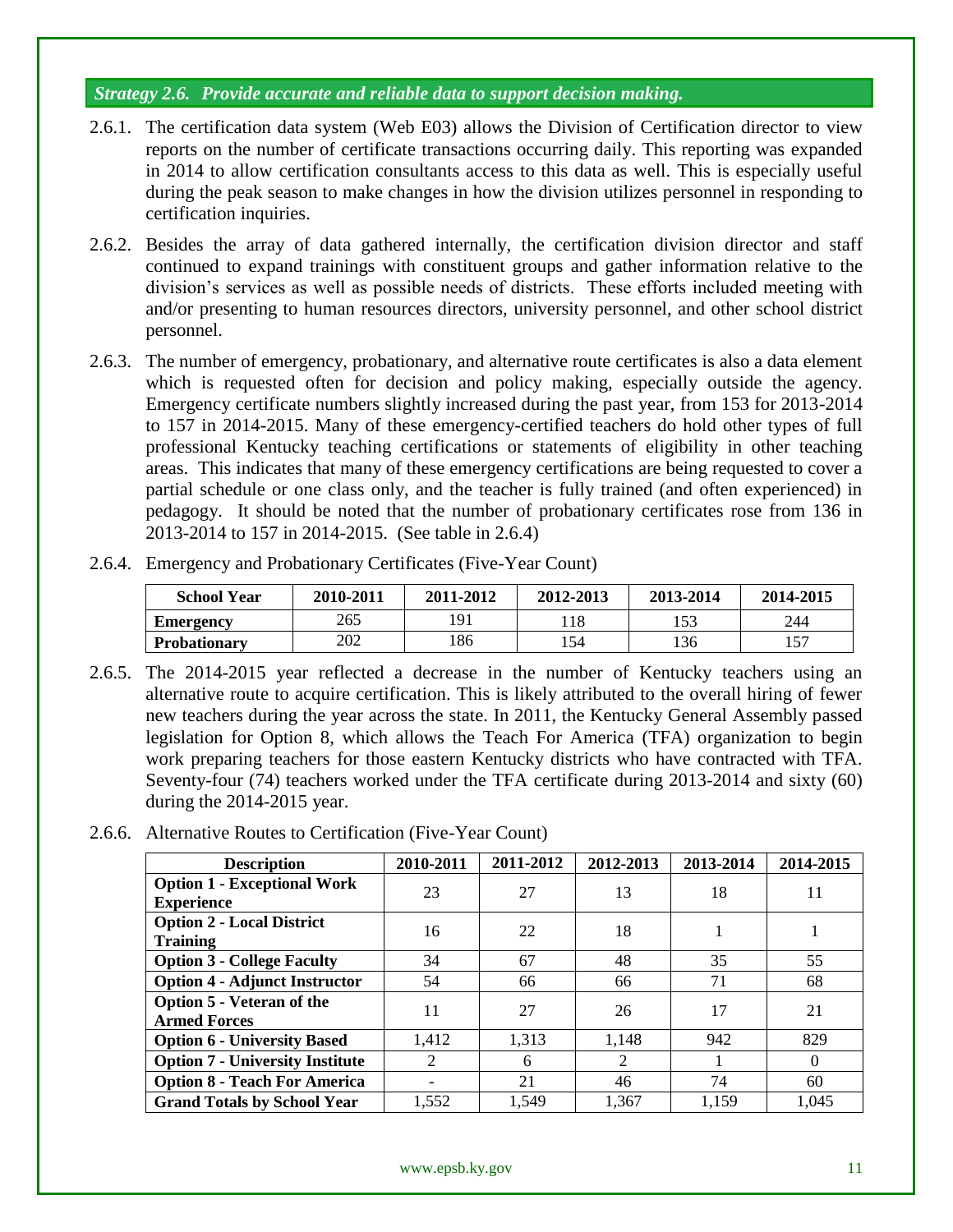### *Strategy 2.6. Provide accurate and reliable data to support decision making.*

2.6.1. The certification data system (Web E03) allows the Division of Certification director to view reports on the number of certificate transactions occurring daily. This reporting was expanded in 2014 to allow certification consultants access to this data as well. This is especially useful during the peak season to make changes in how the division utilizes personnel in responding to certification inquiries.

2.6.2. Besides the array of data gathered internally, the certification division director and staff continued to expand trainings with constituent groups and gather information relative to the division's services as well as possible needs of districts. These efforts included meeting with and/or presenting to human resources directors, university personnel, and other school district personnel.

2.6.3. The number of emergency, probationary, and alternative route certificates is also a data element which is requested often for decision and policy making, especially outside the agency. Emergency certificate numbers slightly increased during the past year, from 153 for 2013-2014 to 157 in 2014-2015. Many of these emergency-certified teachers do hold other types of full professional Kentucky teaching certifications or statements of eligibility in other teaching areas. This indicates that many of these emergency certifications are being requested to cover a partial schedule or one class only, and the teacher is fully trained (and often experienced) in pedagogy. It should be noted that the number of probationary certificates rose from 136 in 2013-2014 to 157 in 2014-2015. (See table in 2.6.4)

2.6.4. Emergency and Probationary Certificates (Five-Year Count)

| School Year | 2010-2011 | 2011-2012 | 2012-2013 | 2013-2014 | 2014-2015 |
|---|---|---|---|---|---|
| **Emergency** | 265 | 191 | 118 | 153 | 244 |
| **Probationary** | 202 | 186 | 154 | 136 | 157 |

2.6.5. The 2014-2015 year reflected a decrease in the number of Kentucky teachers using an alternative route to acquire certification. This is likely attributed to the overall hiring of fewer new teachers during the year across the state. In 2011, the Kentucky General Assembly passed legislation for Option 8, which allows the Teach For America (TFA) organization to begin work preparing teachers for those eastern Kentucky districts who have contracted with TFA. Seventy-four (74) teachers worked under the TFA certificate during 2013-2014 and sixty (60) during the 2014-2015 year.

2.6.6. Alternative Routes to Certification (Five-Year Count)

| Description | 2010-2011 | 2011-2012 | 2012-2013 | 2013-2014 | 2014-2015 |
|---|---|---|---|---|---|
| **Option 1 - Exceptional Work Experience** | 23 | 27 | 13 | 18 | 11 |
| **Option 2 - Local District Training** | 16 | 22 | 18 | 1 | 1 |
| **Option 3 - College Faculty** | 34 | 67 | 48 | 35 | 55 |
| **Option 4 - Adjunct Instructor** | 54 | 66 | 66 | 71 | 68 |
| **Option 5 - Veteran of the Armed Forces** | 11 | 27 | 26 | 17 | 21 |
| **Option 6 - University Based** | 1,412 | 1,313 | 1,148 | 942 | 829 |
| **Option 7 - University Institute** | 2 | 6 | 2 | 1 | 0 |
| **Option 8 - Teach For America** | - | 21 | 46 | 74 | 60 |
| **Grand Totals by School Year** | 1,552 | 1,549 | 1,367 | 1,159 | 1,045 |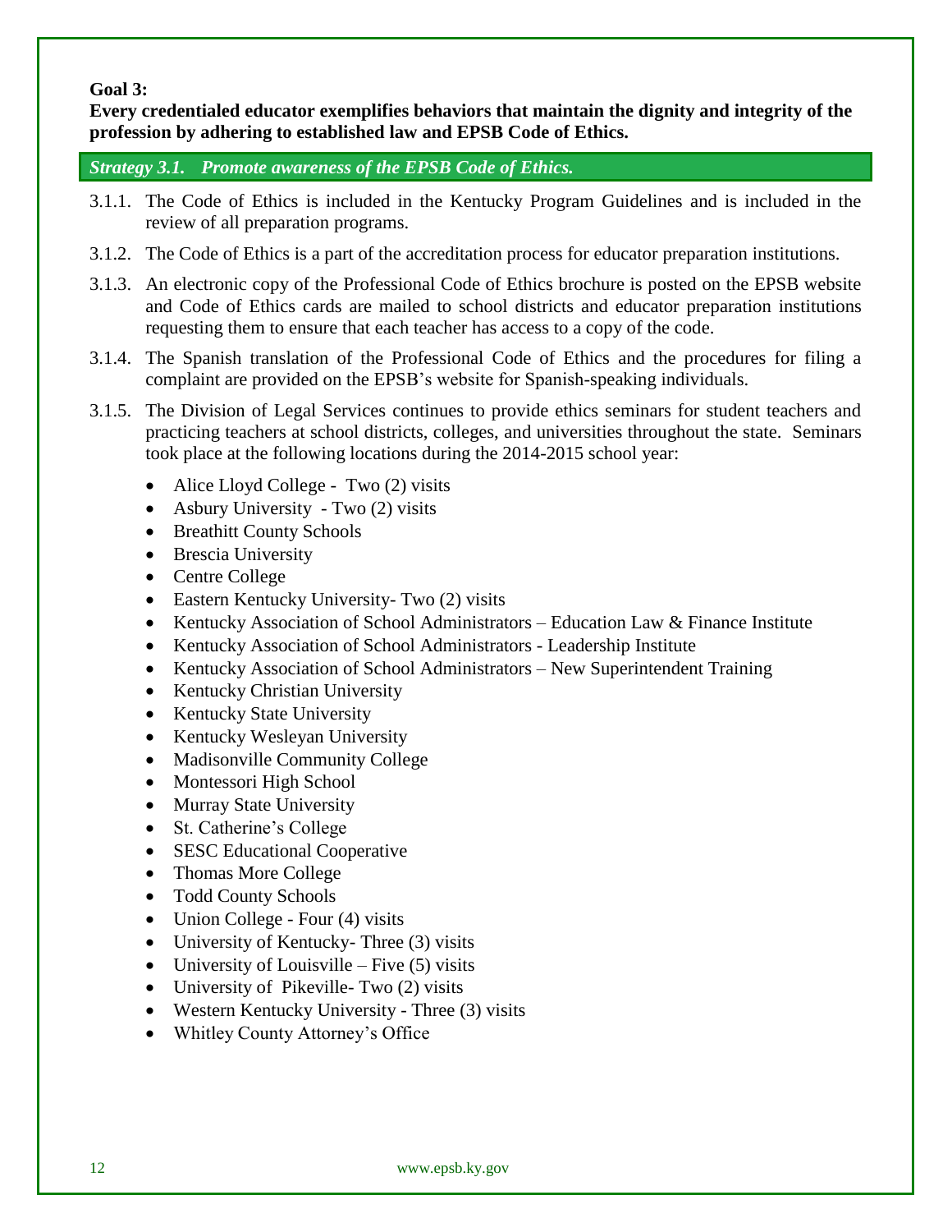**Goal 3:**

**Every credentialed educator exemplifies behaviors that maintain the dignity and integrity of the profession by adhering to established law and EPSB Code of Ethics.**

***Strategy 3.1. Promote awareness of the EPSB Code of Ethics.***

3.1.1. The Code of Ethics is included in the Kentucky Program Guidelines and is included in the review of all preparation programs.

3.1.2. The Code of Ethics is a part of the accreditation process for educator preparation institutions.

3.1.3. An electronic copy of the Professional Code of Ethics brochure is posted on the EPSB website and Code of Ethics cards are mailed to school districts and educator preparation institutions requesting them to ensure that each teacher has access to a copy of the code.

3.1.4. The Spanish translation of the Professional Code of Ethics and the procedures for filing a complaint are provided on the EPSB's website for Spanish-speaking individuals.

3.1.5. The Division of Legal Services continues to provide ethics seminars for student teachers and practicing teachers at school districts, colleges, and universities throughout the state. Seminars took place at the following locations during the 2014-2015 school year:

- Alice Lloyd College - Two (2) visits
- Asbury University - Two (2) visits
- Breathitt County Schools
- Brescia University
- Centre College
- Eastern Kentucky University- Two (2) visits
- Kentucky Association of School Administrators – Education Law & Finance Institute
- Kentucky Association of School Administrators - Leadership Institute
- Kentucky Association of School Administrators – New Superintendent Training
- Kentucky Christian University
- Kentucky State University
- Kentucky Wesleyan University
- Madisonville Community College
- Montessori High School
- Murray State University
- St. Catherine's College
- SESC Educational Cooperative
- Thomas More College
- Todd County Schools
- Union College - Four (4) visits
- University of Kentucky- Three (3) visits
- University of Louisville – Five (5) visits
- University of Pikeville- Two (2) visits
- Western Kentucky University - Three (3) visits
- Whitley County Attorney's Office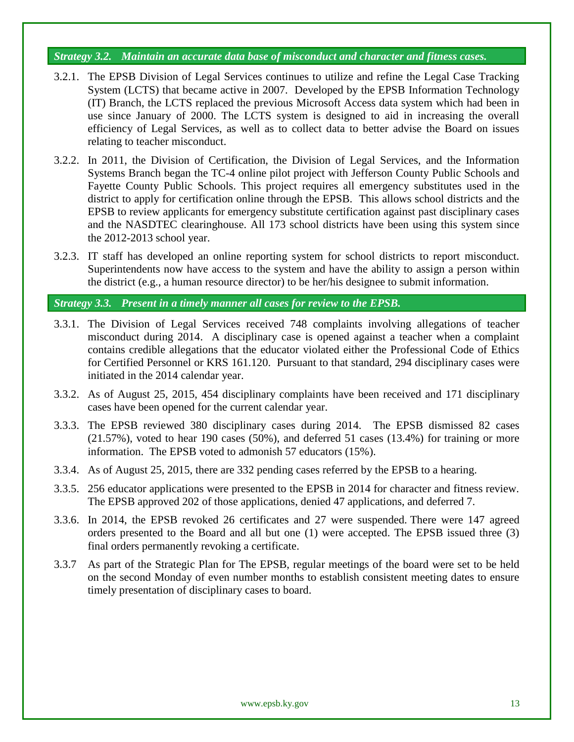***Strategy 3.2. Maintain an accurate data base of misconduct and character and fitness cases.***

3.2.1. The EPSB Division of Legal Services continues to utilize and refine the Legal Case Tracking System (LCTS) that became active in 2007. Developed by the EPSB Information Technology (IT) Branch, the LCTS replaced the previous Microsoft Access data system which had been in use since January of 2000. The LCTS system is designed to aid in increasing the overall efficiency of Legal Services, as well as to collect data to better advise the Board on issues relating to teacher misconduct.

3.2.2. In 2011, the Division of Certification, the Division of Legal Services, and the Information Systems Branch began the TC-4 online pilot project with Jefferson County Public Schools and Fayette County Public Schools. This project requires all emergency substitutes used in the district to apply for certification online through the EPSB. This allows school districts and the EPSB to review applicants for emergency substitute certification against past disciplinary cases and the NASDTEC clearinghouse. All 173 school districts have been using this system since the 2012-2013 school year.

3.2.3. IT staff has developed an online reporting system for school districts to report misconduct. Superintendents now have access to the system and have the ability to assign a person within the district (e.g., a human resource director) to be her/his designee to submit information.

***Strategy 3.3. Present in a timely manner all cases for review to the EPSB.***

3.3.1. The Division of Legal Services received 748 complaints involving allegations of teacher misconduct during 2014. A disciplinary case is opened against a teacher when a complaint contains credible allegations that the educator violated either the Professional Code of Ethics for Certified Personnel or KRS 161.120. Pursuant to that standard, 294 disciplinary cases were initiated in the 2014 calendar year.

3.3.2. As of August 25, 2015, 454 disciplinary complaints have been received and 171 disciplinary cases have been opened for the current calendar year.

3.3.3. The EPSB reviewed 380 disciplinary cases during 2014. The EPSB dismissed 82 cases (21.57%), voted to hear 190 cases (50%), and deferred 51 cases (13.4%) for training or more information. The EPSB voted to admonish 57 educators (15%).

3.3.4. As of August 25, 2015, there are 332 pending cases referred by the EPSB to a hearing.

3.3.5. 256 educator applications were presented to the EPSB in 2014 for character and fitness review. The EPSB approved 202 of those applications, denied 47 applications, and deferred 7.

3.3.6. In 2014, the EPSB revoked 26 certificates and 27 were suspended. There were 147 agreed orders presented to the Board and all but one (1) were accepted. The EPSB issued three (3) final orders permanently revoking a certificate.

3.3.7 As part of the Strategic Plan for The EPSB, regular meetings of the board were set to be held on the second Monday of even number months to establish consistent meeting dates to ensure timely presentation of disciplinary cases to board.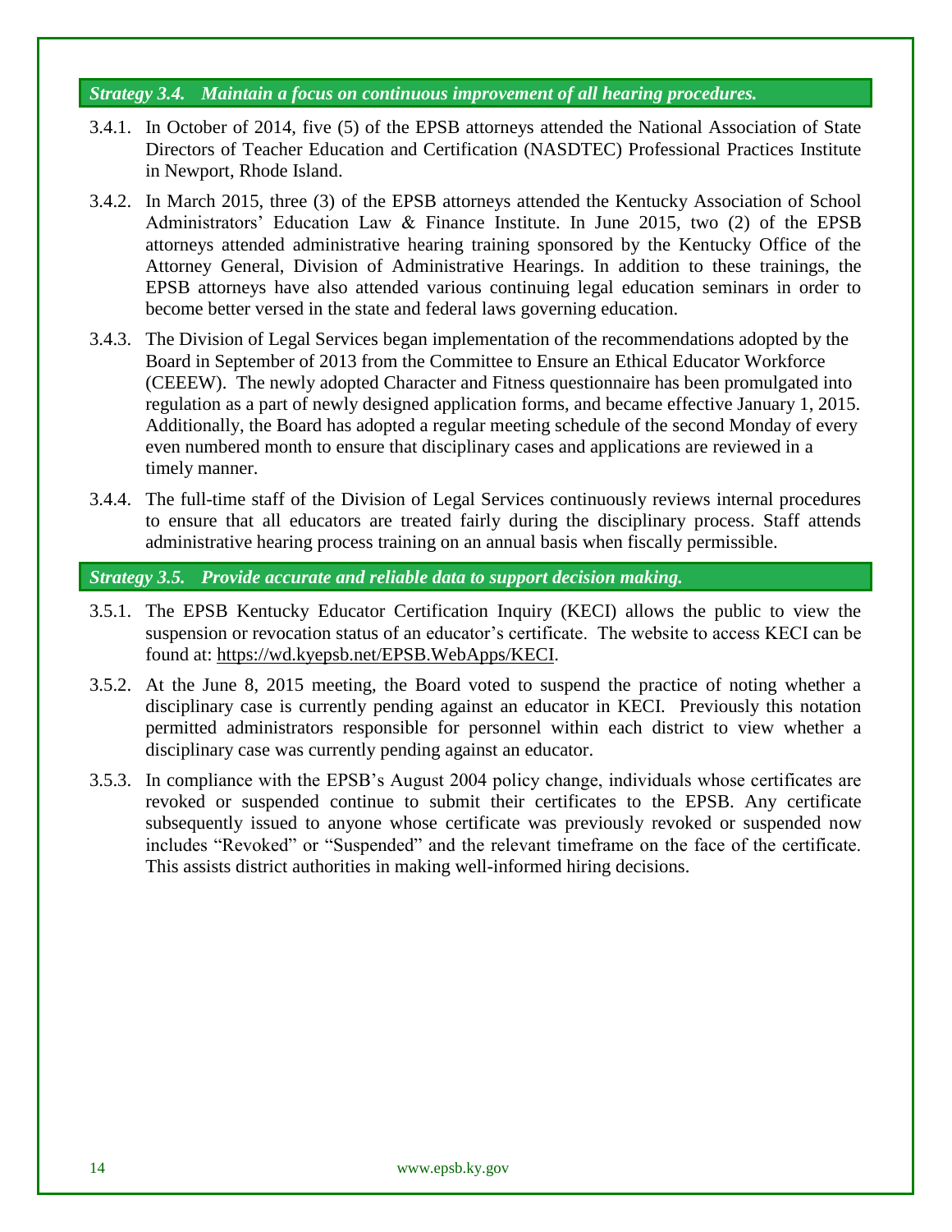### *Strategy 3.4. Maintain a focus on continuous improvement of all hearing procedures.*

3.4.1. In October of 2014, five (5) of the EPSB attorneys attended the National Association of State Directors of Teacher Education and Certification (NASDTEC) Professional Practices Institute in Newport, Rhode Island.

3.4.2. In March 2015, three (3) of the EPSB attorneys attended the Kentucky Association of School Administrators' Education Law & Finance Institute. In June 2015, two (2) of the EPSB attorneys attended administrative hearing training sponsored by the Kentucky Office of the Attorney General, Division of Administrative Hearings. In addition to these trainings, the EPSB attorneys have also attended various continuing legal education seminars in order to become better versed in the state and federal laws governing education.

3.4.3. The Division of Legal Services began implementation of the recommendations adopted by the Board in September of 2013 from the Committee to Ensure an Ethical Educator Workforce (CEEEW). The newly adopted Character and Fitness questionnaire has been promulgated into regulation as a part of newly designed application forms, and became effective January 1, 2015. Additionally, the Board has adopted a regular meeting schedule of the second Monday of every even numbered month to ensure that disciplinary cases and applications are reviewed in a timely manner.

3.4.4. The full-time staff of the Division of Legal Services continuously reviews internal procedures to ensure that all educators are treated fairly during the disciplinary process. Staff attends administrative hearing process training on an annual basis when fiscally permissible.

### *Strategy 3.5. Provide accurate and reliable data to support decision making.*

3.5.1. The EPSB Kentucky Educator Certification Inquiry (KECI) allows the public to view the suspension or revocation status of an educator's certificate. The website to access KECI can be found at: https://wd.kyepsb.net/EPSB.WebApps/KECI.

3.5.2. At the June 8, 2015 meeting, the Board voted to suspend the practice of noting whether a disciplinary case is currently pending against an educator in KECI. Previously this notation permitted administrators responsible for personnel within each district to view whether a disciplinary case was currently pending against an educator.

3.5.3. In compliance with the EPSB's August 2004 policy change, individuals whose certificates are revoked or suspended continue to submit their certificates to the EPSB. Any certificate subsequently issued to anyone whose certificate was previously revoked or suspended now includes "Revoked" or "Suspended" and the relevant timeframe on the face of the certificate. This assists district authorities in making well-informed hiring decisions.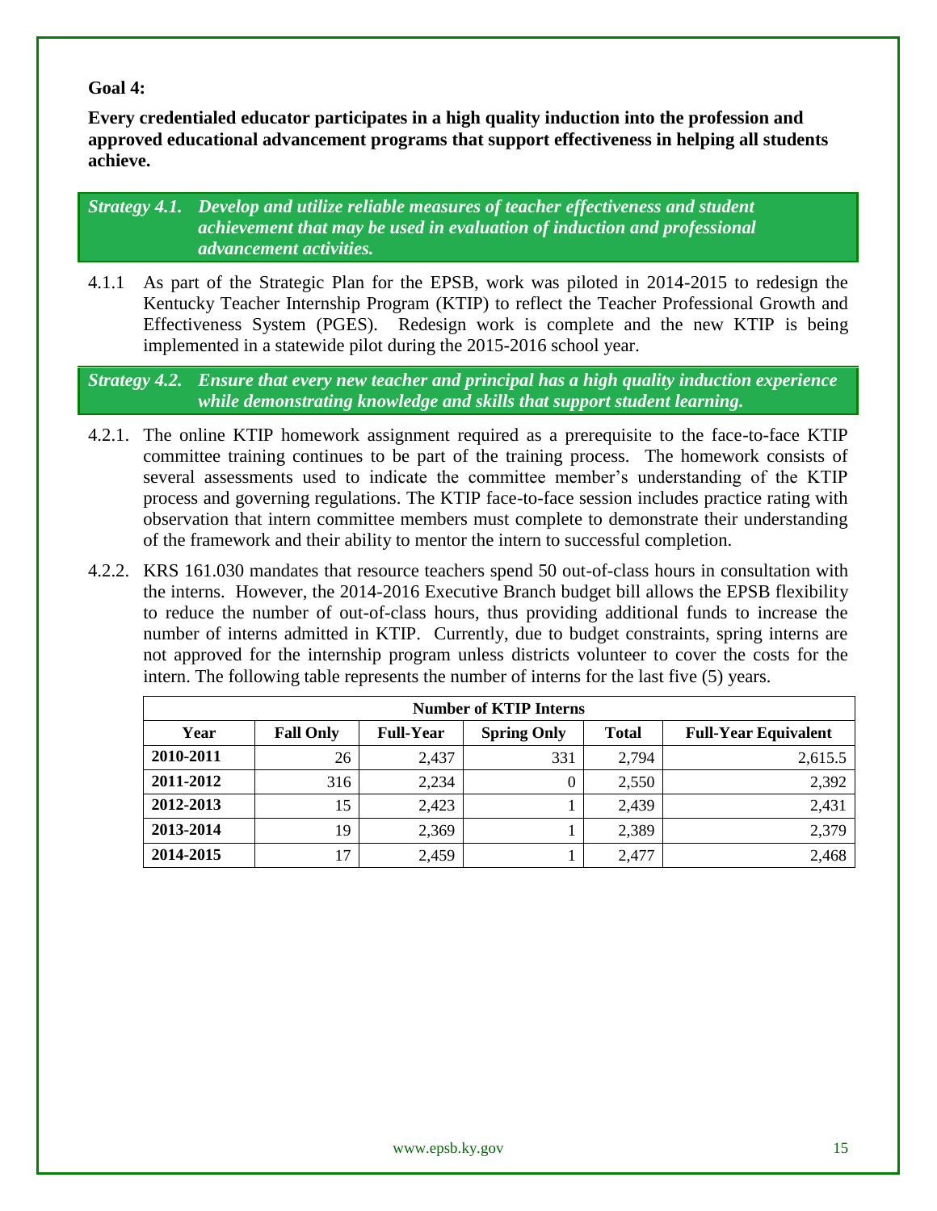**Goal 4:**

**Every credentialed educator participates in a high quality induction into the profession and approved educational advancement programs that support effectiveness in helping all students achieve.**

***Strategy 4.1. Develop and utilize reliable measures of teacher effectiveness and student achievement that may be used in evaluation of induction and professional advancement activities.***

4.1.1 As part of the Strategic Plan for the EPSB, work was piloted in 2014-2015 to redesign the Kentucky Teacher Internship Program (KTIP) to reflect the Teacher Professional Growth and Effectiveness System (PGES). Redesign work is complete and the new KTIP is being implemented in a statewide pilot during the 2015-2016 school year.

***Strategy 4.2. Ensure that every new teacher and principal has a high quality induction experience while demonstrating knowledge and skills that support student learning.***

4.2.1. The online KTIP homework assignment required as a prerequisite to the face-to-face KTIP committee training continues to be part of the training process. The homework consists of several assessments used to indicate the committee member's understanding of the KTIP process and governing regulations. The KTIP face-to-face session includes practice rating with observation that intern committee members must complete to demonstrate their understanding of the framework and their ability to mentor the intern to successful completion.

4.2.2. KRS 161.030 mandates that resource teachers spend 50 out-of-class hours in consultation with the interns. However, the 2014-2016 Executive Branch budget bill allows the EPSB flexibility to reduce the number of out-of-class hours, thus providing additional funds to increase the number of interns admitted in KTIP. Currently, due to budget constraints, spring interns are not approved for the internship program unless districts volunteer to cover the costs for the intern. The following table represents the number of interns for the last five (5) years.

| Number of KTIP Interns | | | | | |
|---|---|---|---|---|---|
| **Year** | **Fall Only** | **Full-Year** | **Spring Only** | **Total** | **Full-Year Equivalent** |
| **2010-2011** | 26 | 2,437 | 331 | 2,794 | 2,615.5 |
| **2011-2012** | 316 | 2,234 | 0 | 2,550 | 2,392 |
| **2012-2013** | 15 | 2,423 | 1 | 2,439 | 2,431 |
| **2013-2014** | 19 | 2,369 | 1 | 2,389 | 2,379 |
| **2014-2015** | 17 | 2,459 | 1 | 2,477 | 2,468 |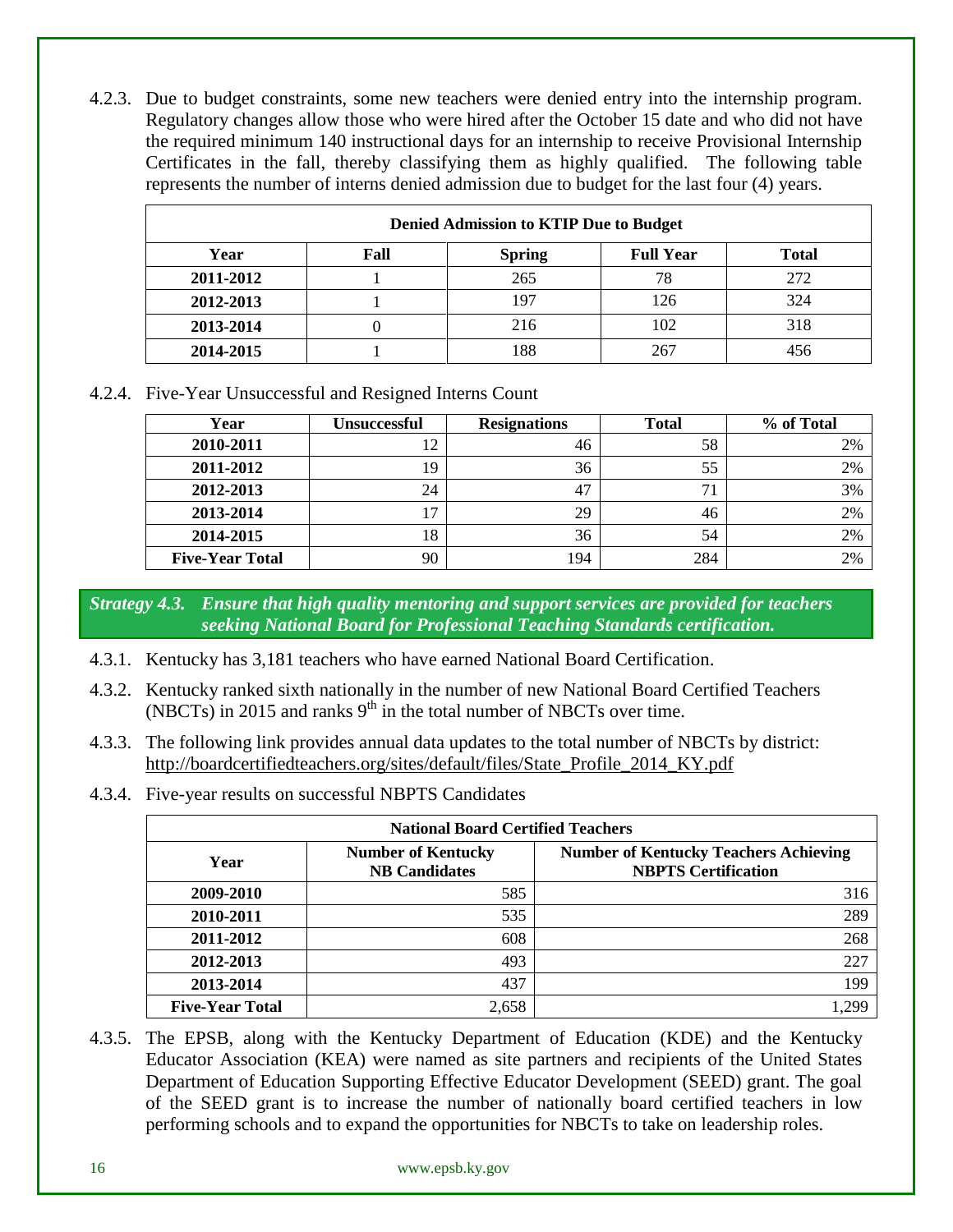4.2.3. Due to budget constraints, some new teachers were denied entry into the internship program. Regulatory changes allow those who were hired after the October 15 date and who did not have the required minimum 140 instructional days for an internship to receive Provisional Internship Certificates in the fall, thereby classifying them as highly qualified. The following table represents the number of interns denied admission due to budget for the last four (4) years.

| **Denied Admission to KTIP Due to Budget** | | | | |
|---|---|---|---|---|
| **Year** | **Fall** | **Spring** | **Full Year** | **Total** |
| **2011-2012** | 1 | 265 | 78 | 272 |
| **2012-2013** | 1 | 197 | 126 | 324 |
| **2013-2014** | 0 | 216 | 102 | 318 |
| **2014-2015** | 1 | 188 | 267 | 456 |

4.2.4. Five-Year Unsuccessful and Resigned Interns Count

| **Year** | **Unsuccessful** | **Resignations** | **Total** | **% of Total** |
|---|---|---|---|---|
| **2010-2011** | 12 | 46 | 58 | 2% |
| **2011-2012** | 19 | 36 | 55 | 2% |
| **2012-2013** | 24 | 47 | 71 | 3% |
| **2013-2014** | 17 | 29 | 46 | 2% |
| **2014-2015** | 18 | 36 | 54 | 2% |
| **Five-Year Total** | 90 | 194 | 284 | 2% |

***Strategy 4.3. Ensure that high quality mentoring and support services are provided for teachers seeking National Board for Professional Teaching Standards certification.***

4.3.1. Kentucky has 3,181 teachers who have earned National Board Certification.

4.3.2. Kentucky ranked sixth nationally in the number of new National Board Certified Teachers (NBCTs) in 2015 and ranks 9th in the total number of NBCTs over time.

4.3.3. The following link provides annual data updates to the total number of NBCTs by district: http://boardcertifiedteachers.org/sites/default/files/State_Profile_2014_KY.pdf

4.3.4. Five-year results on successful NBPTS Candidates

| **National Board Certified Teachers** | | |
|---|---|---|
| **Year** | **Number of Kentucky NB Candidates** | **Number of Kentucky Teachers Achieving NBPTS Certification** |
| **2009-2010** | 585 | 316 |
| **2010-2011** | 535 | 289 |
| **2011-2012** | 608 | 268 |
| **2012-2013** | 493 | 227 |
| **2013-2014** | 437 | 199 |
| **Five-Year Total** | 2,658 | 1,299 |

4.3.5. The EPSB, along with the Kentucky Department of Education (KDE) and the Kentucky Educator Association (KEA) were named as site partners and recipients of the United States Department of Education Supporting Effective Educator Development (SEED) grant. The goal of the SEED grant is to increase the number of nationally board certified teachers in low performing schools and to expand the opportunities for NBCTs to take on leadership roles.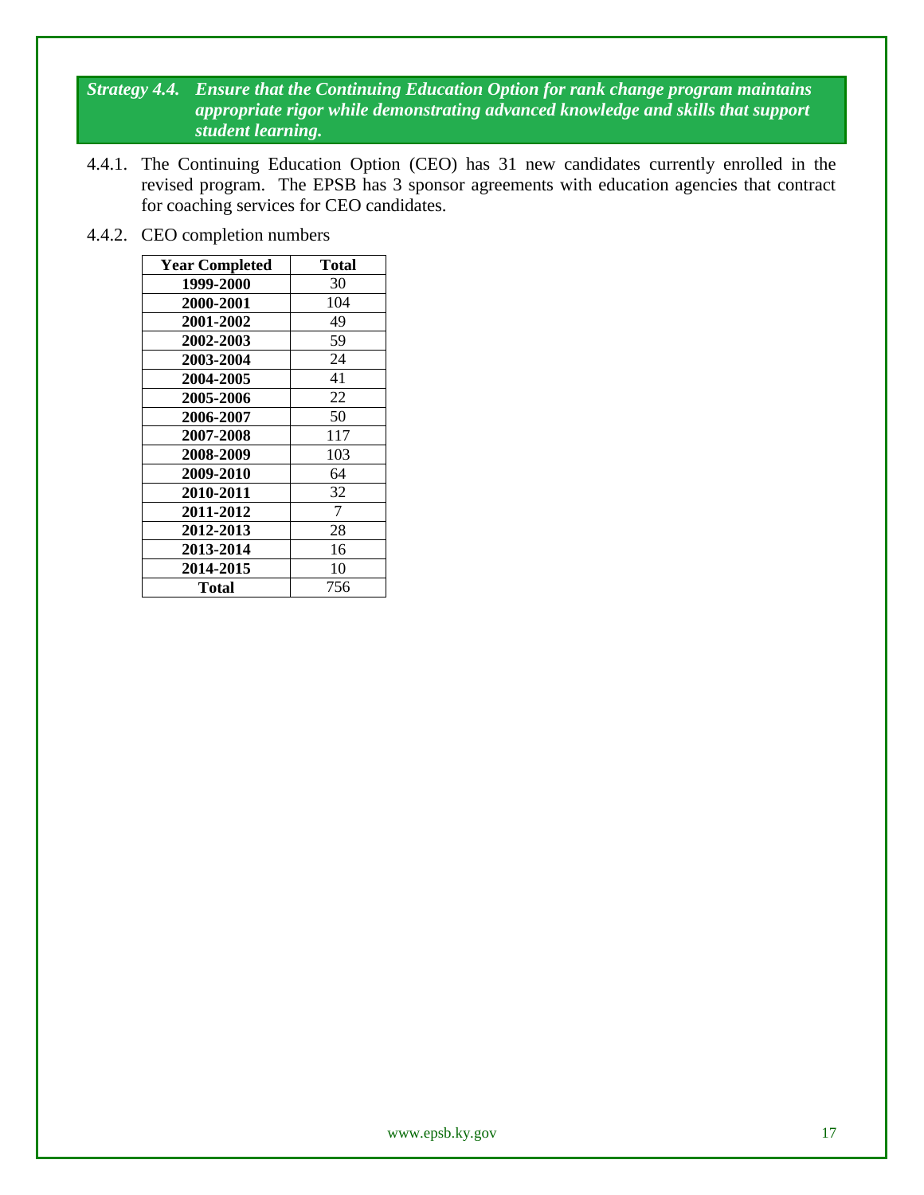***Strategy 4.4. Ensure that the Continuing Education Option for rank change program maintains appropriate rigor while demonstrating advanced knowledge and skills that support student learning.***

4.4.1. The Continuing Education Option (CEO) has 31 new candidates currently enrolled in the revised program. The EPSB has 3 sponsor agreements with education agencies that contract for coaching services for CEO candidates.

4.4.2. CEO completion numbers

| Year Completed | Total |
|---|---|
| **1999-2000** | 30 |
| **2000-2001** | 104 |
| **2001-2002** | 49 |
| **2002-2003** | 59 |
| **2003-2004** | 24 |
| **2004-2005** | 41 |
| **2005-2006** | 22 |
| **2006-2007** | 50 |
| **2007-2008** | 117 |
| **2008-2009** | 103 |
| **2009-2010** | 64 |
| **2010-2011** | 32 |
| **2011-2012** | 7 |
| **2012-2013** | 28 |
| **2013-2014** | 16 |
| **2014-2015** | 10 |
| **Total** | 756 |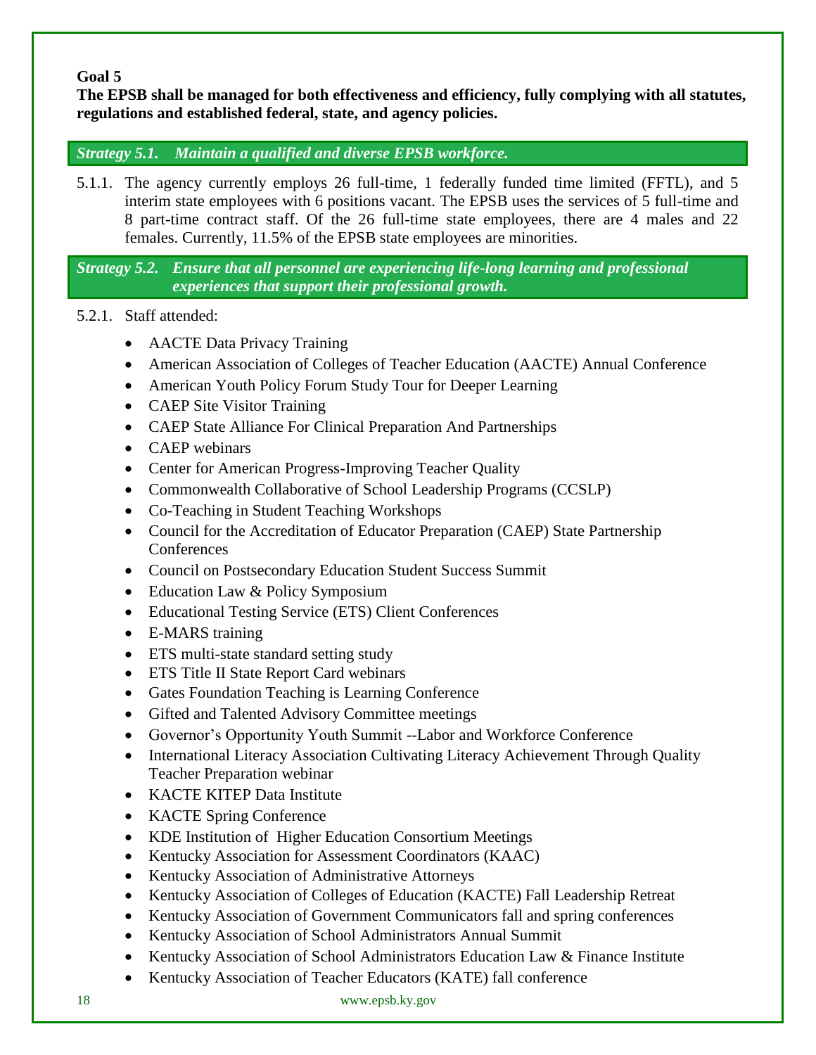## Goal 5

**The EPSB shall be managed for both effectiveness and efficiency, fully complying with all statutes, regulations and established federal, state, and agency policies.**

***Strategy 5.1. Maintain a qualified and diverse EPSB workforce.***

5.1.1. The agency currently employs 26 full-time, 1 federally funded time limited (FFTL), and 5 interim state employees with 6 positions vacant. The EPSB uses the services of 5 full-time and 8 part-time contract staff. Of the 26 full-time state employees, there are 4 males and 22 females. Currently, 11.5% of the EPSB state employees are minorities.

***Strategy 5.2. Ensure that all personnel are experiencing life-long learning and professional experiences that support their professional growth.***

5.2.1. Staff attended:

- AACTE Data Privacy Training
- American Association of Colleges of Teacher Education (AACTE) Annual Conference
- American Youth Policy Forum Study Tour for Deeper Learning
- CAEP Site Visitor Training
- CAEP State Alliance For Clinical Preparation And Partnerships
- CAEP webinars
- Center for American Progress-Improving Teacher Quality
- Commonwealth Collaborative of School Leadership Programs (CCSLP)
- Co-Teaching in Student Teaching Workshops
- Council for the Accreditation of Educator Preparation (CAEP) State Partnership Conferences
- Council on Postsecondary Education Student Success Summit
- Education Law & Policy Symposium
- Educational Testing Service (ETS) Client Conferences
- E-MARS training
- ETS multi-state standard setting study
- ETS Title II State Report Card webinars
- Gates Foundation Teaching is Learning Conference
- Gifted and Talented Advisory Committee meetings
- Governor's Opportunity Youth Summit --Labor and Workforce Conference
- International Literacy Association Cultivating Literacy Achievement Through Quality Teacher Preparation webinar
- KACTE KITEP Data Institute
- KACTE Spring Conference
- KDE Institution of Higher Education Consortium Meetings
- Kentucky Association for Assessment Coordinators (KAAC)
- Kentucky Association of Administrative Attorneys
- Kentucky Association of Colleges of Education (KACTE) Fall Leadership Retreat
- Kentucky Association of Government Communicators fall and spring conferences
- Kentucky Association of School Administrators Annual Summit
- Kentucky Association of School Administrators Education Law & Finance Institute
- Kentucky Association of Teacher Educators (KATE) fall conference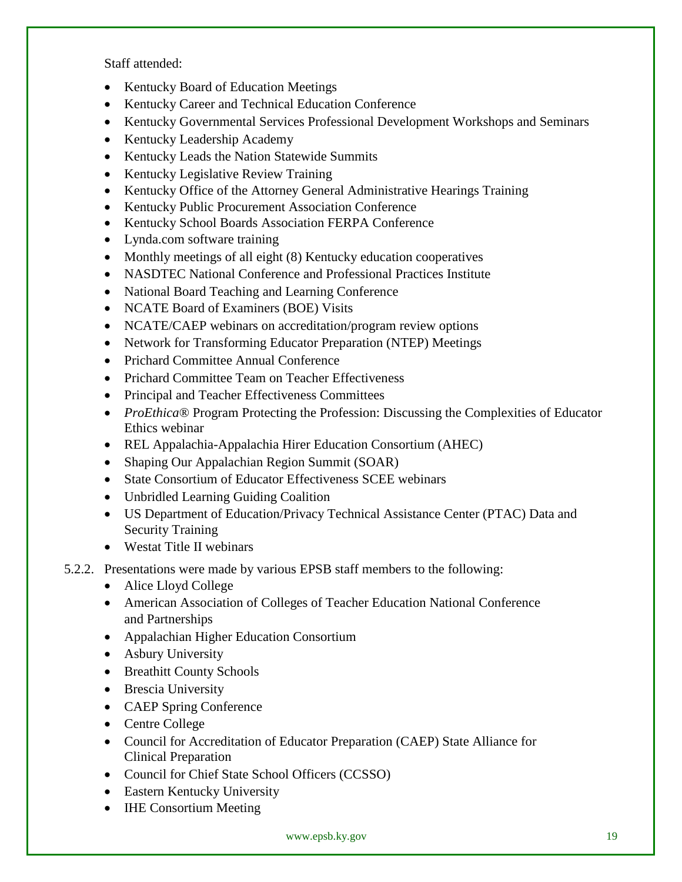Staff attended:

- Kentucky Board of Education Meetings
- Kentucky Career and Technical Education Conference
- Kentucky Governmental Services Professional Development Workshops and Seminars
- Kentucky Leadership Academy
- Kentucky Leads the Nation Statewide Summits
- Kentucky Legislative Review Training
- Kentucky Office of the Attorney General Administrative Hearings Training
- Kentucky Public Procurement Association Conference
- Kentucky School Boards Association FERPA Conference
- Lynda.com software training
- Monthly meetings of all eight (8) Kentucky education cooperatives
- NASDTEC National Conference and Professional Practices Institute
- National Board Teaching and Learning Conference
- NCATE Board of Examiners (BOE) Visits
- NCATE/CAEP webinars on accreditation/program review options
- Network for Transforming Educator Preparation (NTEP) Meetings
- Prichard Committee Annual Conference
- Prichard Committee Team on Teacher Effectiveness
- Principal and Teacher Effectiveness Committees
- *ProEthica®* Program Protecting the Profession: Discussing the Complexities of Educator Ethics webinar
- REL Appalachia-Appalachia Hirer Education Consortium (AHEC)
- Shaping Our Appalachian Region Summit (SOAR)
- State Consortium of Educator Effectiveness SCEE webinars
- Unbridled Learning Guiding Coalition
- US Department of Education/Privacy Technical Assistance Center (PTAC) Data and Security Training
- Westat Title II webinars

5.2.2. Presentations were made by various EPSB staff members to the following:

- Alice Lloyd College
- American Association of Colleges of Teacher Education National Conference and Partnerships
- Appalachian Higher Education Consortium
- Asbury University
- Breathitt County Schools
- Brescia University
- CAEP Spring Conference
- Centre College
- Council for Accreditation of Educator Preparation (CAEP) State Alliance for Clinical Preparation
- Council for Chief State School Officers (CCSSO)
- Eastern Kentucky University
- IHE Consortium Meeting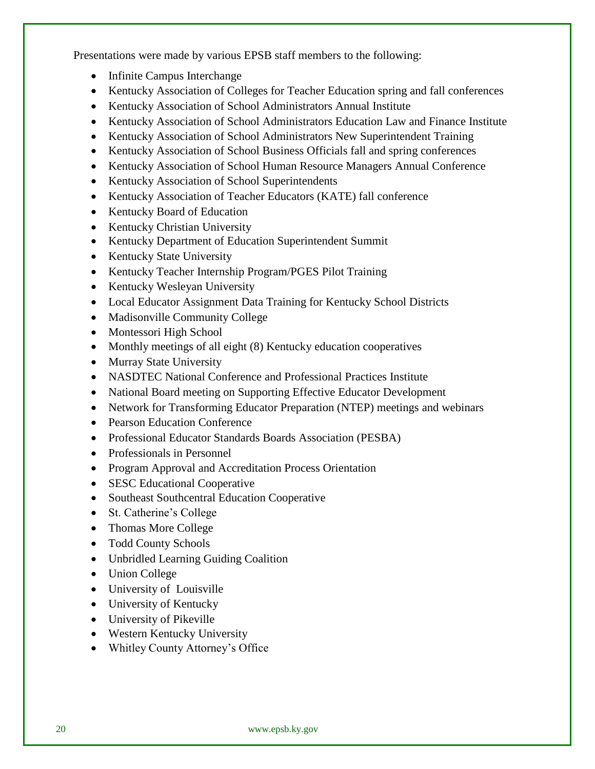Presentations were made by various EPSB staff members to the following:

- Infinite Campus Interchange
- Kentucky Association of Colleges for Teacher Education spring and fall conferences
- Kentucky Association of School Administrators Annual Institute
- Kentucky Association of School Administrators Education Law and Finance Institute
- Kentucky Association of School Administrators New Superintendent Training
- Kentucky Association of School Business Officials fall and spring conferences
- Kentucky Association of School Human Resource Managers Annual Conference
- Kentucky Association of School Superintendents
- Kentucky Association of Teacher Educators (KATE) fall conference
- Kentucky Board of Education
- Kentucky Christian University
- Kentucky Department of Education Superintendent Summit
- Kentucky State University
- Kentucky Teacher Internship Program/PGES Pilot Training
- Kentucky Wesleyan University
- Local Educator Assignment Data Training for Kentucky School Districts
- Madisonville Community College
- Montessori High School
- Monthly meetings of all eight (8) Kentucky education cooperatives
- Murray State University
- NASDTEC National Conference and Professional Practices Institute
- National Board meeting on Supporting Effective Educator Development
- Network for Transforming Educator Preparation (NTEP) meetings and webinars
- Pearson Education Conference
- Professional Educator Standards Boards Association (PESBA)
- Professionals in Personnel
- Program Approval and Accreditation Process Orientation
- SESC Educational Cooperative
- Southeast Southcentral Education Cooperative
- St. Catherine's College
- Thomas More College
- Todd County Schools
- Unbridled Learning Guiding Coalition
- Union College
- University of Louisville
- University of Kentucky
- University of Pikeville
- Western Kentucky University
- Whitley County Attorney's Office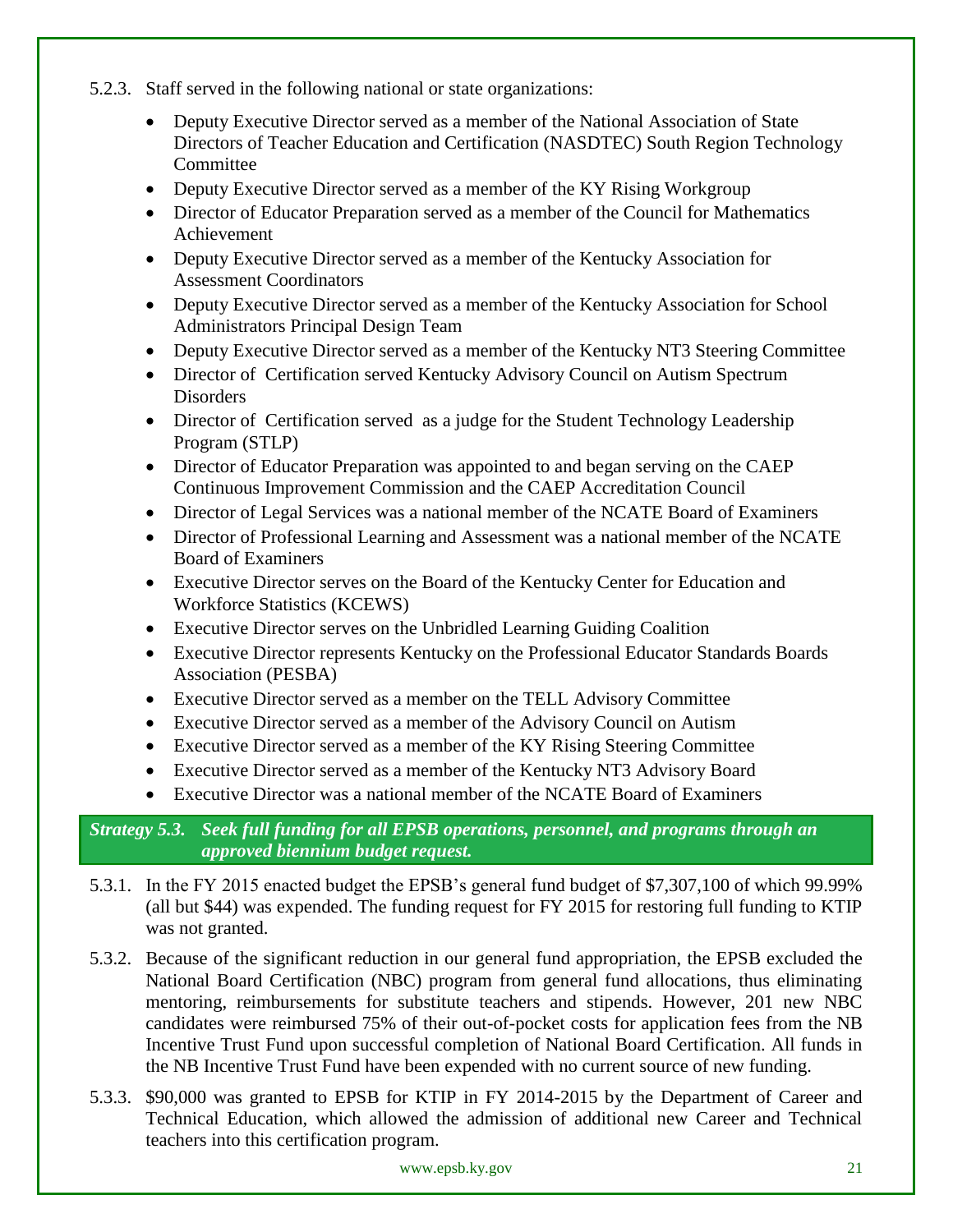5.2.3. Staff served in the following national or state organizations:

- Deputy Executive Director served as a member of the National Association of State Directors of Teacher Education and Certification (NASDTEC) South Region Technology Committee
- Deputy Executive Director served as a member of the KY Rising Workgroup
- Director of Educator Preparation served as a member of the Council for Mathematics Achievement
- Deputy Executive Director served as a member of the Kentucky Association for Assessment Coordinators
- Deputy Executive Director served as a member of the Kentucky Association for School Administrators Principal Design Team
- Deputy Executive Director served as a member of the Kentucky NT3 Steering Committee
- Director of Certification served Kentucky Advisory Council on Autism Spectrum Disorders
- Director of Certification served as a judge for the Student Technology Leadership Program (STLP)
- Director of Educator Preparation was appointed to and began serving on the CAEP Continuous Improvement Commission and the CAEP Accreditation Council
- Director of Legal Services was a national member of the NCATE Board of Examiners
- Director of Professional Learning and Assessment was a national member of the NCATE Board of Examiners
- Executive Director serves on the Board of the Kentucky Center for Education and Workforce Statistics (KCEWS)
- Executive Director serves on the Unbridled Learning Guiding Coalition
- Executive Director represents Kentucky on the Professional Educator Standards Boards Association (PESBA)
- Executive Director served as a member on the TELL Advisory Committee
- Executive Director served as a member of the Advisory Council on Autism
- Executive Director served as a member of the KY Rising Steering Committee
- Executive Director served as a member of the Kentucky NT3 Advisory Board
- Executive Director was a national member of the NCATE Board of Examiners

***Strategy 5.3. Seek full funding for all EPSB operations, personnel, and programs through an approved biennium budget request.***

5.3.1. In the FY 2015 enacted budget the EPSB's general fund budget of $7,307,100 of which 99.99% (all but $44) was expended. The funding request for FY 2015 for restoring full funding to KTIP was not granted.

5.3.2. Because of the significant reduction in our general fund appropriation, the EPSB excluded the National Board Certification (NBC) program from general fund allocations, thus eliminating mentoring, reimbursements for substitute teachers and stipends. However, 201 new NBC candidates were reimbursed 75% of their out-of-pocket costs for application fees from the NB Incentive Trust Fund upon successful completion of National Board Certification. All funds in the NB Incentive Trust Fund have been expended with no current source of new funding.

5.3.3. $90,000 was granted to EPSB for KTIP in FY 2014-2015 by the Department of Career and Technical Education, which allowed the admission of additional new Career and Technical teachers into this certification program.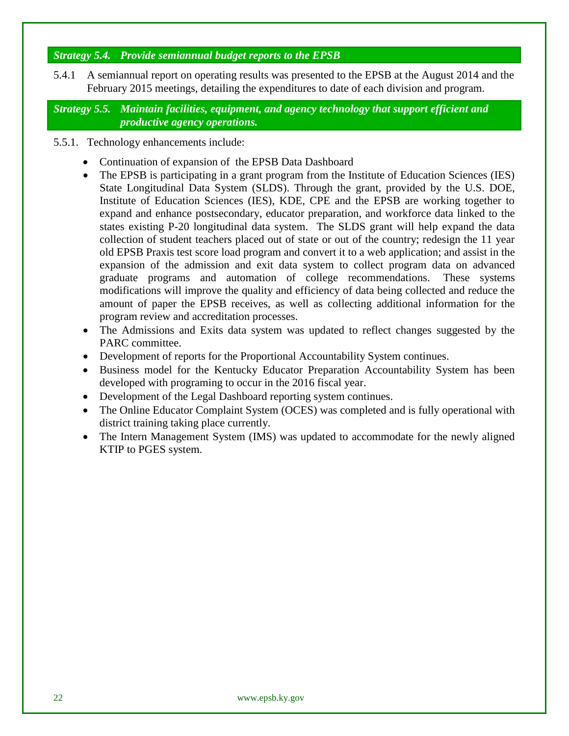### *Strategy 5.4. Provide semiannual budget reports to the EPSB*

5.4.1 A semiannual report on operating results was presented to the EPSB at the August 2014 and the February 2015 meetings, detailing the expenditures to date of each division and program.

### *Strategy 5.5. Maintain facilities, equipment, and agency technology that support efficient and productive agency operations.*

5.5.1. Technology enhancements include:

- Continuation of expansion of the EPSB Data Dashboard
- The EPSB is participating in a grant program from the Institute of Education Sciences (IES) State Longitudinal Data System (SLDS). Through the grant, provided by the U.S. DOE, Institute of Education Sciences (IES), KDE, CPE and the EPSB are working together to expand and enhance postsecondary, educator preparation, and workforce data linked to the states existing P-20 longitudinal data system. The SLDS grant will help expand the data collection of student teachers placed out of state or out of the country; redesign the 11 year old EPSB Praxis test score load program and convert it to a web application; and assist in the expansion of the admission and exit data system to collect program data on advanced graduate programs and automation of college recommendations. These systems modifications will improve the quality and efficiency of data being collected and reduce the amount of paper the EPSB receives, as well as collecting additional information for the program review and accreditation processes.
- The Admissions and Exits data system was updated to reflect changes suggested by the PARC committee.
- Development of reports for the Proportional Accountability System continues.
- Business model for the Kentucky Educator Preparation Accountability System has been developed with programing to occur in the 2016 fiscal year.
- Development of the Legal Dashboard reporting system continues.
- The Online Educator Complaint System (OCES) was completed and is fully operational with district training taking place currently.
- The Intern Management System (IMS) was updated to accommodate for the newly aligned KTIP to PGES system.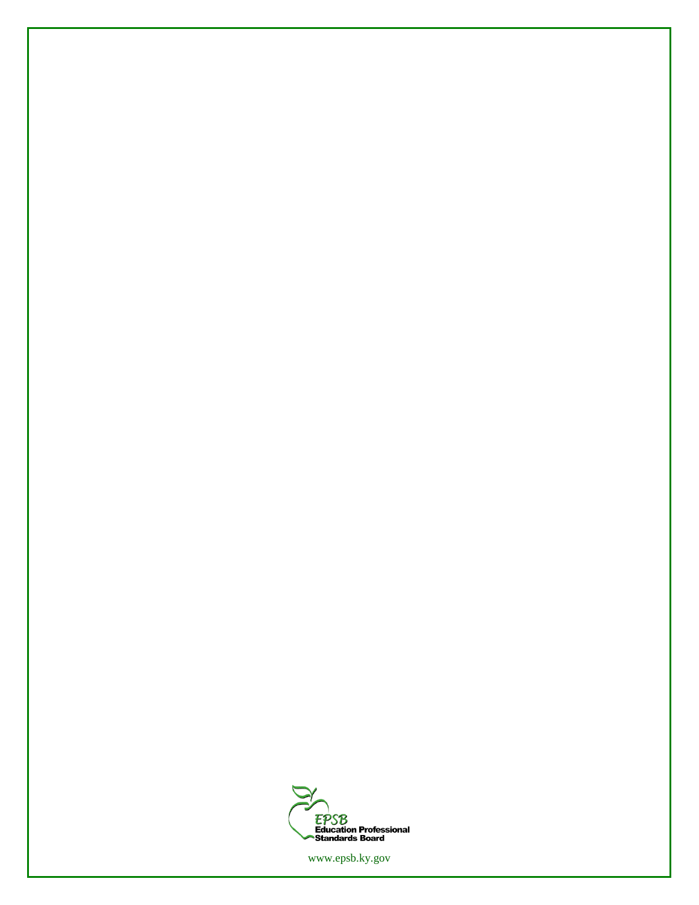EPSB
Education Professional
Standards Board

www.epsb.ky.gov